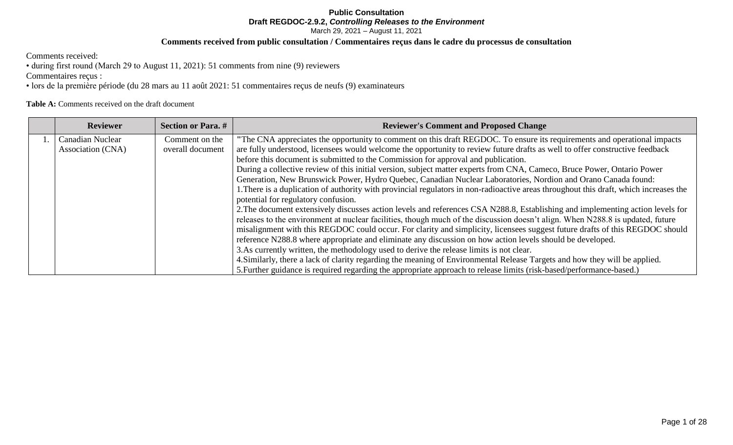**Public Consultation**
**Draft REGDOC-2.9.2, *Controlling Releases to the Environment***
March 29, 2021 – August 11, 2021

**Comments received from public consultation / Commentaires reçus dans le cadre du processus de consultation**

Comments received:

• during first round (March 29 to August 11, 2021): 51 comments from nine (9) reviewers

Commentaires reçus :

• lors de la première période (du 28 mars au 11 août 2021: 51 commentaires reçus de neufs (9) examinateurs

**Table A:** Comments received on the draft document

| | Reviewer | Section or Para. # | Reviewer's Comment and Proposed Change |
|---|---|---|---|
| 1. | Canadian Nuclear Association (CNA) | Comment on the overall document | "The CNA appreciates the opportunity to comment on this draft REGDOC. To ensure its requirements and operational impacts are fully understood, licensees would welcome the opportunity to review future drafts as well to offer constructive feedback before this document is submitted to the Commission for approval and publication.<br>During a collective review of this initial version, subject matter experts from CNA, Cameco, Bruce Power, Ontario Power Generation, New Brunswick Power, Hydro Quebec, Canadian Nuclear Laboratories, Nordion and Orano Canada found:<br>1.There is a duplication of authority with provincial regulators in non-radioactive areas throughout this draft, which increases the potential for regulatory confusion.<br>2.The document extensively discusses action levels and references CSA N288.8, Establishing and implementing action levels for releases to the environment at nuclear facilities, though much of the discussion doesn't align. When N288.8 is updated, future misalignment with this REGDOC could occur. For clarity and simplicity, licensees suggest future drafts of this REGDOC should reference N288.8 where appropriate and eliminate any discussion on how action levels should be developed.<br>3.As currently written, the methodology used to derive the release limits is not clear.<br>4.Similarly, there a lack of clarity regarding the meaning of Environmental Release Targets and how they will be applied.<br>5.Further guidance is required regarding the appropriate approach to release limits (risk-based/performance-based.) |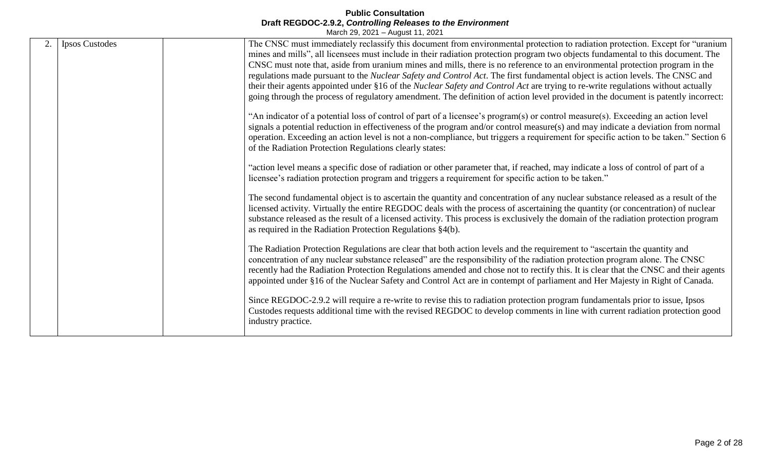| 2. | Ipsos Custodes | | The CNSC must immediately reclassify this document from environmental protection to radiation protection. Except for "uranium mines and mills", all licensees must include in their radiation protection program two objects fundamental to this document. The CNSC must note that, aside from uranium mines and mills, there is no reference to an environmental protection program in the regulations made pursuant to the *Nuclear Safety and Control Act*. The first fundamental object is action levels. The CNSC and their their agents appointed under §16 of the *Nuclear Safety and Control Act* are trying to re-write regulations without actually going through the process of regulatory amendment. The definition of action level provided in the document is patently incorrect:<br><br>"An indicator of a potential loss of control of part of a licensee's program(s) or control measure(s). Exceeding an action level signals a potential reduction in effectiveness of the program and/or control measure(s) and may indicate a deviation from normal operation. Exceeding an action level is not a non-compliance, but triggers a requirement for specific action to be taken." Section 6 of the Radiation Protection Regulations clearly states:<br><br>"action level means a specific dose of radiation or other parameter that, if reached, may indicate a loss of control of part of a licensee's radiation protection program and triggers a requirement for specific action to be taken."<br><br>The second fundamental object is to ascertain the quantity and concentration of any nuclear substance released as a result of the licensed activity. Virtually the entire REGDOC deals with the process of ascertaining the quantity (or concentration) of nuclear substance released as the result of a licensed activity. This process is exclusively the domain of the radiation protection program as required in the Radiation Protection Regulations §4(b).<br><br>The Radiation Protection Regulations are clear that both action levels and the requirement to "ascertain the quantity and concentration of any nuclear substance released" are the responsibility of the radiation protection program alone. The CNSC recently had the Radiation Protection Regulations amended and chose not to rectify this. It is clear that the CNSC and their agents appointed under §16 of the Nuclear Safety and Control Act are in contempt of parliament and Her Majesty in Right of Canada.<br><br>Since REGDOC-2.9.2 will require a re-write to revise this to radiation protection program fundamentals prior to issue, Ipsos Custodes requests additional time with the revised REGDOC to develop comments in line with current radiation protection good industry practice. |
|---|---|---|---|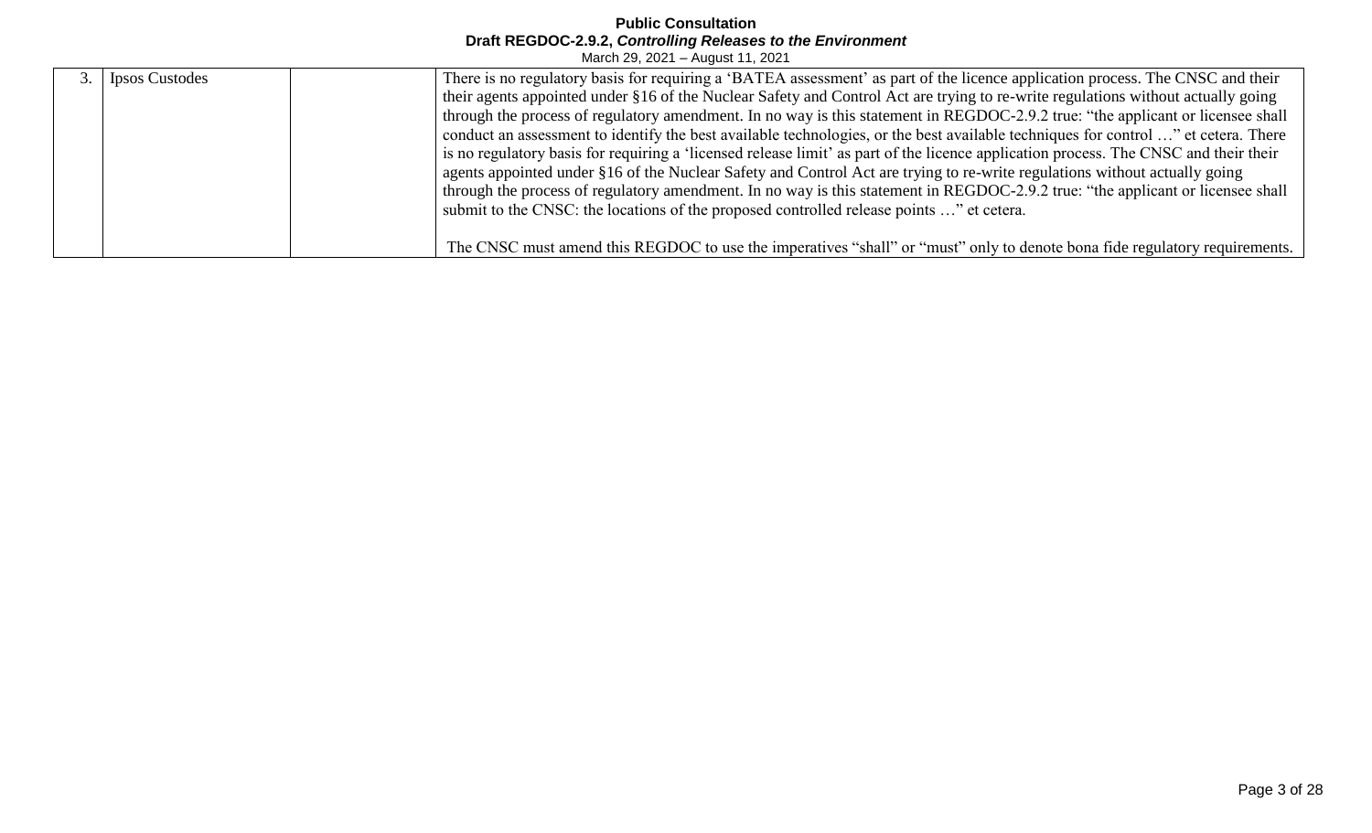| 3. | Ipsos Custodes | | There is no regulatory basis for requiring a 'BATEA assessment' as part of the licence application process. The CNSC and their their agents appointed under §16 of the Nuclear Safety and Control Act are trying to re-write regulations without actually going through the process of regulatory amendment. In no way is this statement in REGDOC-2.9.2 true: "the applicant or licensee shall conduct an assessment to identify the best available technologies, or the best available techniques for control …" et cetera. There is no regulatory basis for requiring a 'licensed release limit' as part of the licence application process. The CNSC and their their agents appointed under §16 of the Nuclear Safety and Control Act are trying to re-write regulations without actually going through the process of regulatory amendment. In no way is this statement in REGDOC-2.9.2 true: "the applicant or licensee shall submit to the CNSC: the locations of the proposed controlled release points …" et cetera.<br><br>The CNSC must amend this REGDOC to use the imperatives "shall" or "must" only to denote bona fide regulatory requirements. |
|---|---|---|---|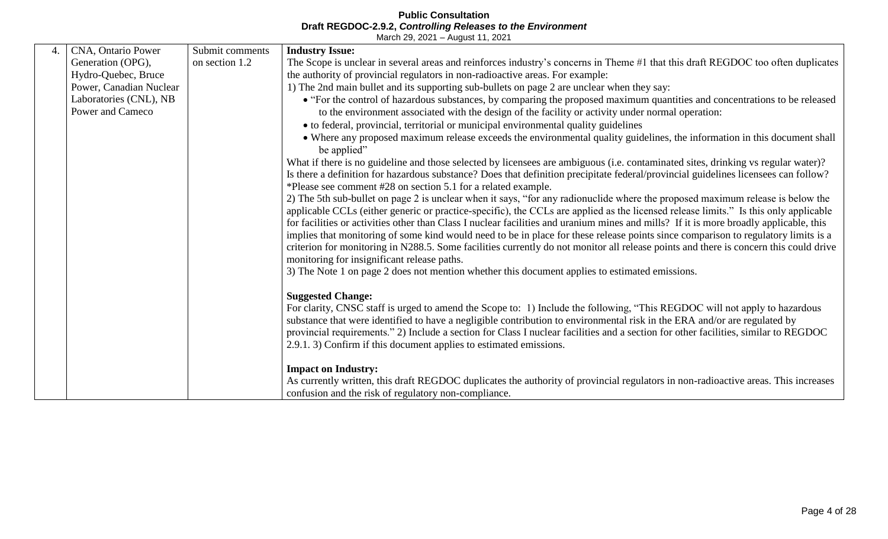| 4. | CNA, Ontario Power Generation (OPG), Hydro-Quebec, Bruce Power, Canadian Nuclear Laboratories (CNL), NB Power and Cameco | Submit comments on section 1.2 | **Industry Issue:**<br>The Scope is unclear in several areas and reinforces industry's concerns in Theme #1 that this draft REGDOC too often duplicates the authority of provincial regulators in non-radioactive areas. For example:<br>1) The 2nd main bullet and its supporting sub-bullets on page 2 are unclear when they say:<br>• "For the control of hazardous substances, by comparing the proposed maximum quantities and concentrations to be released to the environment associated with the design of the facility or activity under normal operation:<br>• to federal, provincial, territorial or municipal environmental quality guidelines<br>• Where any proposed maximum release exceeds the environmental quality guidelines, the information in this document shall be applied"<br>What if there is no guideline and those selected by licensees are ambiguous (i.e. contaminated sites, drinking vs regular water)? Is there a definition for hazardous substance? Does that definition precipitate federal/provincial guidelines licensees can follow? *Please see comment #28 on section 5.1 for a related example.<br>2) The 5th sub-bullet on page 2 is unclear when it says, "for any radionuclide where the proposed maximum release is below the applicable CCLs (either generic or practice-specific), the CCLs are applied as the licensed release limits." Is this only applicable for facilities or activities other than Class I nuclear facilities and uranium mines and mills? If it is more broadly applicable, this implies that monitoring of some kind would need to be in place for these release points since comparison to regulatory limits is a criterion for monitoring in N288.5. Some facilities currently do not monitor all release points and there is concern this could drive monitoring for insignificant release paths.<br>3) The Note 1 on page 2 does not mention whether this document applies to estimated emissions.<br><br>**Suggested Change:**<br>For clarity, CNSC staff is urged to amend the Scope to: 1) Include the following, "This REGDOC will not apply to hazardous substance that were identified to have a negligible contribution to environmental risk in the ERA and/or are regulated by provincial requirements." 2) Include a section for Class I nuclear facilities and a section for other facilities, similar to REGDOC 2.9.1. 3) Confirm if this document applies to estimated emissions.<br><br>**Impact on Industry:**<br>As currently written, this draft REGDOC duplicates the authority of provincial regulators in non-radioactive areas. This increases confusion and the risk of regulatory non-compliance. |
|---|---|---|---|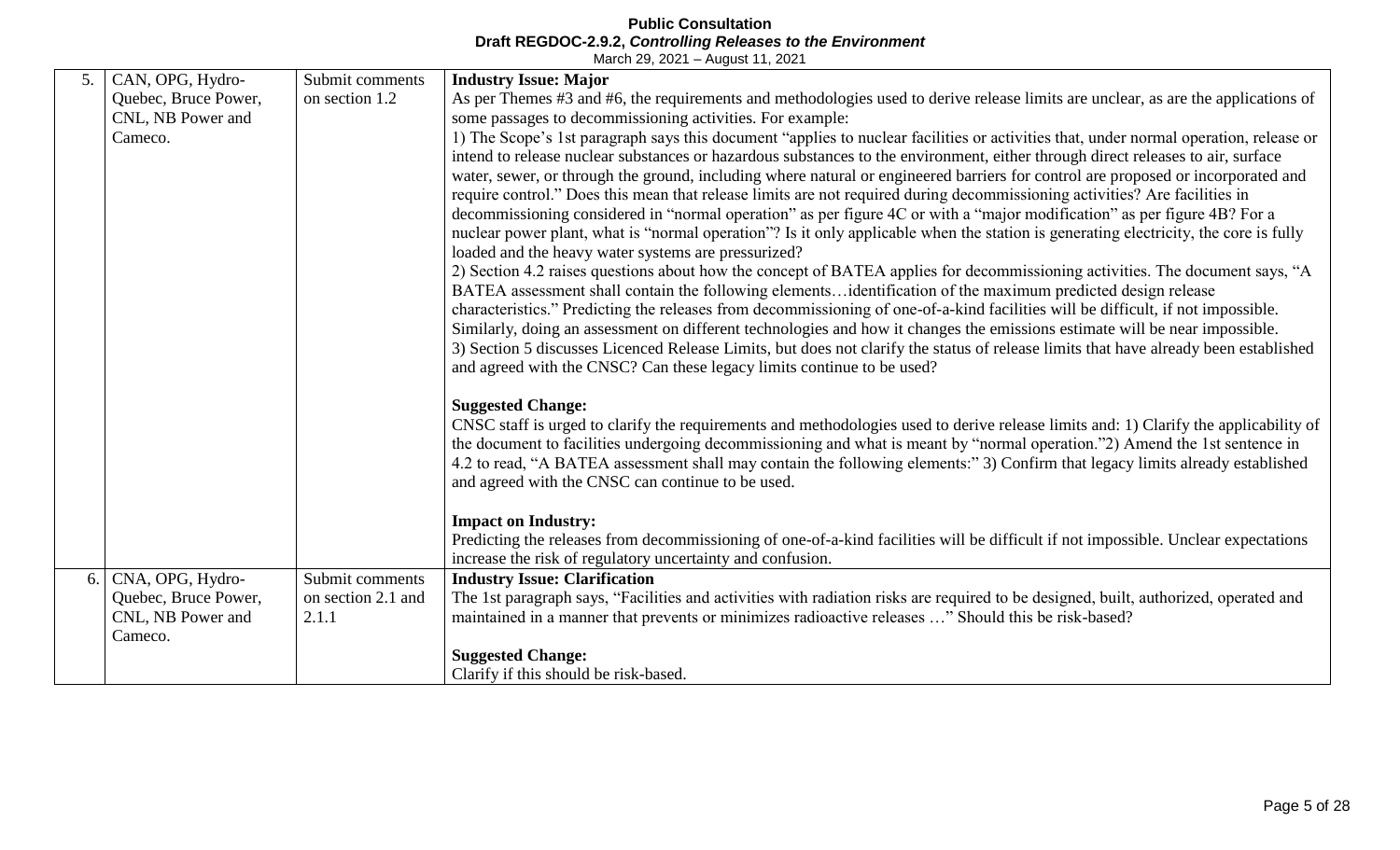| 5. | CAN, OPG, Hydro-Quebec, Bruce Power, CNL, NB Power and Cameco. | Submit comments on section 1.2 | **Industry Issue: Major**<br>As per Themes #3 and #6, the requirements and methodologies used to derive release limits are unclear, as are the applications of some passages to decommissioning activities. For example:<br>1) The Scope's 1st paragraph says this document "applies to nuclear facilities or activities that, under normal operation, release or intend to release nuclear substances or hazardous substances to the environment, either through direct releases to air, surface water, sewer, or through the ground, including where natural or engineered barriers for control are proposed or incorporated and require control." Does this mean that release limits are not required during decommissioning activities? Are facilities in decommissioning considered in "normal operation" as per figure 4C or with a "major modification" as per figure 4B? For a nuclear power plant, what is "normal operation"? Is it only applicable when the station is generating electricity, the core is fully loaded and the heavy water systems are pressurized?<br>2) Section 4.2 raises questions about how the concept of BATEA applies for decommissioning activities. The document says, "A BATEA assessment shall contain the following elements…identification of the maximum predicted design release characteristics." Predicting the releases from decommissioning of one-of-a-kind facilities will be difficult, if not impossible. Similarly, doing an assessment on different technologies and how it changes the emissions estimate will be near impossible.<br>3) Section 5 discusses Licenced Release Limits, but does not clarify the status of release limits that have already been established and agreed with the CNSC? Can these legacy limits continue to be used?<br><br>**Suggested Change:**<br>CNSC staff is urged to clarify the requirements and methodologies used to derive release limits and: 1) Clarify the applicability of the document to facilities undergoing decommissioning and what is meant by "normal operation."2) Amend the 1st sentence in 4.2 to read, "A BATEA assessment shall may contain the following elements:" 3) Confirm that legacy limits already established and agreed with the CNSC can continue to be used.<br><br>**Impact on Industry:**<br>Predicting the releases from decommissioning of one-of-a-kind facilities will be difficult if not impossible. Unclear expectations increase the risk of regulatory uncertainty and confusion. |
|---|---|---|---|
| 6. | CNA, OPG, Hydro-Quebec, Bruce Power, CNL, NB Power and Cameco. | Submit comments on section 2.1 and 2.1.1 | **Industry Issue: Clarification**<br>The 1st paragraph says, "Facilities and activities with radiation risks are required to be designed, built, authorized, operated and maintained in a manner that prevents or minimizes radioactive releases …" Should this be risk-based?<br><br>**Suggested Change:**<br>Clarify if this should be risk-based. |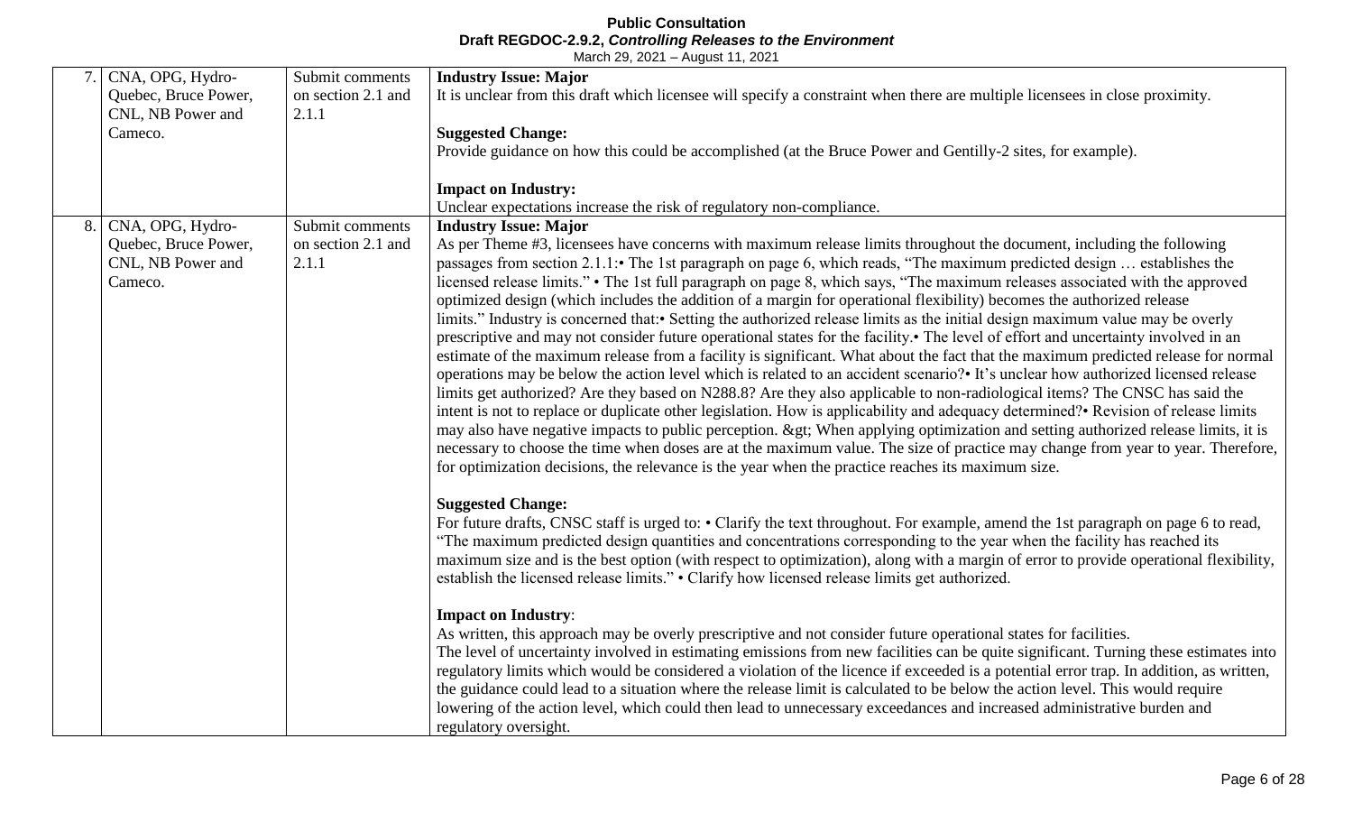| 7. | CNA, OPG, Hydro-Quebec, Bruce Power, CNL, NB Power and Cameco. | Submit comments on section 2.1 and 2.1.1 | **Industry Issue: Major**<br>It is unclear from this draft which licensee will specify a constraint when there are multiple licensees in close proximity.<br><br>**Suggested Change:**<br>Provide guidance on how this could be accomplished (at the Bruce Power and Gentilly-2 sites, for example).<br><br>**Impact on Industry:**<br>Unclear expectations increase the risk of regulatory non-compliance. |
|---|---|---|---|
| 8. | CNA, OPG, Hydro-Quebec, Bruce Power, CNL, NB Power and Cameco. | Submit comments on section 2.1 and 2.1.1 | **Industry Issue: Major**<br>As per Theme #3, licensees have concerns with maximum release limits throughout the document, including the following passages from section 2.1.1:• The 1st paragraph on page 6, which reads, "The maximum predicted design … establishes the licensed release limits." • The 1st full paragraph on page 8, which says, "The maximum releases associated with the approved optimized design (which includes the addition of a margin for operational flexibility) becomes the authorized release limits." Industry is concerned that:• Setting the authorized release limits as the initial design maximum value may be overly prescriptive and may not consider future operational states for the facility.• The level of effort and uncertainty involved in an estimate of the maximum release from a facility is significant. What about the fact that the maximum predicted release for normal operations may be below the action level which is related to an accident scenario?• It's unclear how authorized licensed release limits get authorized? Are they based on N288.8? Are they also applicable to non-radiological items? The CNSC has said the intent is not to replace or duplicate other legislation. How is applicability and adequacy determined?• Revision of release limits may also have negative impacts to public perception. &gt; When applying optimization and setting authorized release limits, it is necessary to choose the time when doses are at the maximum value. The size of practice may change from year to year. Therefore, for optimization decisions, the relevance is the year when the practice reaches its maximum size.<br><br>**Suggested Change:**<br>For future drafts, CNSC staff is urged to: • Clarify the text throughout. For example, amend the 1st paragraph on page 6 to read, "The maximum predicted design quantities and concentrations corresponding to the year when the facility has reached its maximum size and is the best option (with respect to optimization), along with a margin of error to provide operational flexibility, establish the licensed release limits." • Clarify how licensed release limits get authorized.<br><br>**Impact on Industry**:<br>As written, this approach may be overly prescriptive and not consider future operational states for facilities.<br>The level of uncertainty involved in estimating emissions from new facilities can be quite significant. Turning these estimates into regulatory limits which would be considered a violation of the licence if exceeded is a potential error trap. In addition, as written, the guidance could lead to a situation where the release limit is calculated to be below the action level. This would require lowering of the action level, which could then lead to unnecessary exceedances and increased administrative burden and regulatory oversight. |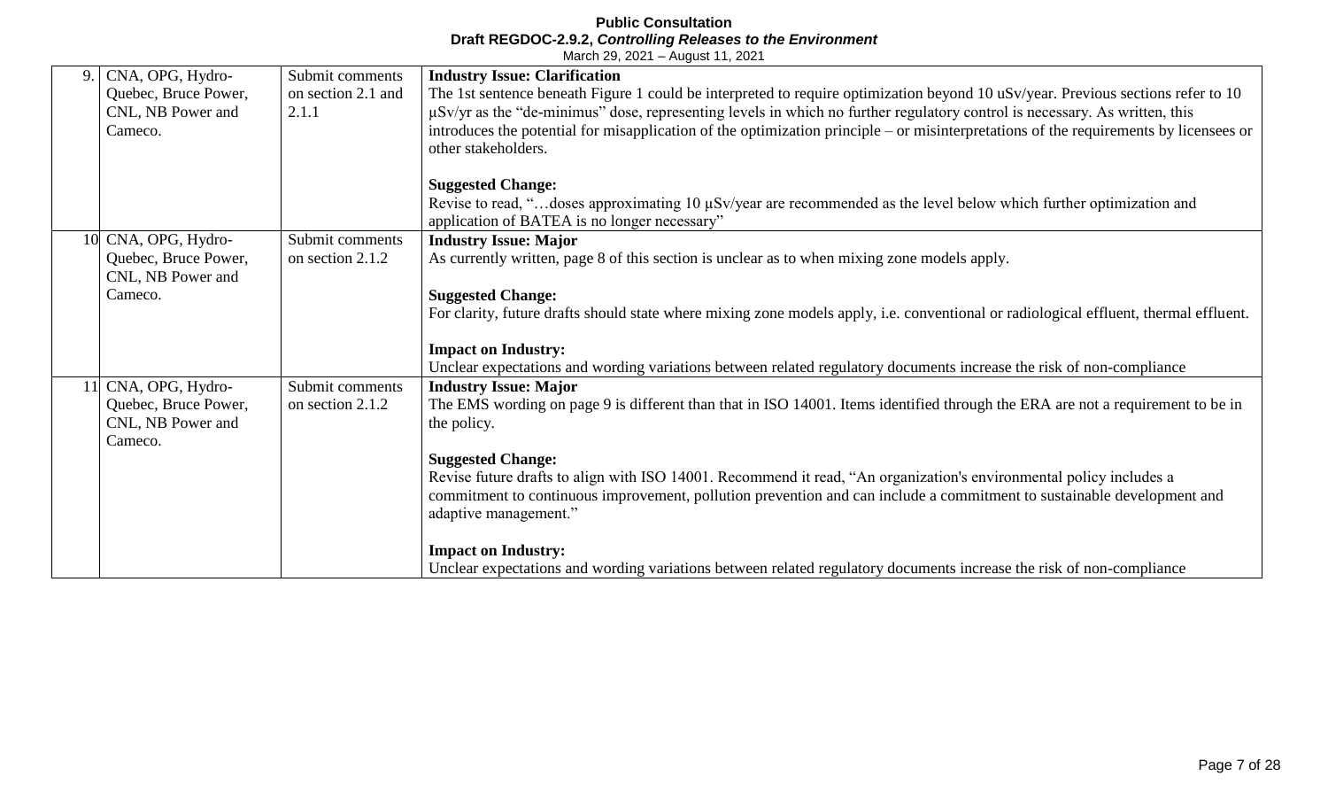| 9. | CNA, OPG, Hydro-Quebec, Bruce Power, CNL, NB Power and Cameco. | Submit comments on section 2.1 and 2.1.1 | **Industry Issue: Clarification**<br>The 1st sentence beneath Figure 1 could be interpreted to require optimization beyond 10 uSv/year. Previous sections refer to 10 µSv/yr as the "de-minimus" dose, representing levels in which no further regulatory control is necessary. As written, this introduces the potential for misapplication of the optimization principle – or misinterpretations of the requirements by licensees or other stakeholders.<br><br>**Suggested Change:**<br>Revise to read, "…doses approximating 10 µSv/year are recommended as the level below which further optimization and application of BATEA is no longer necessary" |
|---|---|---|---|
| 10 | CNA, OPG, Hydro-Quebec, Bruce Power, CNL, NB Power and Cameco. | Submit comments on section 2.1.2 | **Industry Issue: Major**<br>As currently written, page 8 of this section is unclear as to when mixing zone models apply.<br><br>**Suggested Change:**<br>For clarity, future drafts should state where mixing zone models apply, i.e. conventional or radiological effluent, thermal effluent.<br><br>**Impact on Industry:**<br>Unclear expectations and wording variations between related regulatory documents increase the risk of non-compliance |
| 11 | CNA, OPG, Hydro-Quebec, Bruce Power, CNL, NB Power and Cameco. | Submit comments on section 2.1.2 | **Industry Issue: Major**<br>The EMS wording on page 9 is different than that in ISO 14001. Items identified through the ERA are not a requirement to be in the policy.<br><br>**Suggested Change:**<br>Revise future drafts to align with ISO 14001. Recommend it read, "An organization's environmental policy includes a commitment to continuous improvement, pollution prevention and can include a commitment to sustainable development and adaptive management."<br><br>**Impact on Industry:**<br>Unclear expectations and wording variations between related regulatory documents increase the risk of non-compliance |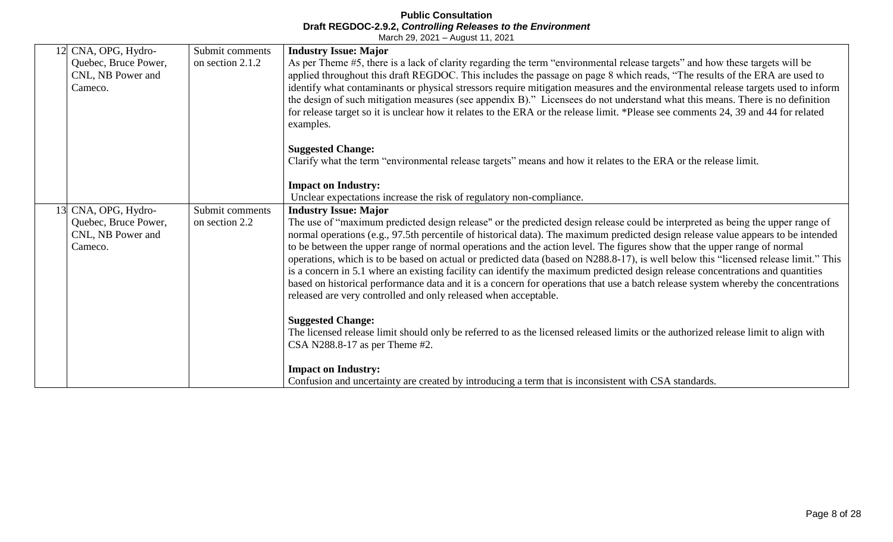| | | | |
|---|---|---|---|
| 12 | CNA, OPG, Hydro-Quebec, Bruce Power, CNL, NB Power and Cameco. | Submit comments on section 2.1.2 | **Industry Issue: Major**<br>As per Theme #5, there is a lack of clarity regarding the term "environmental release targets" and how these targets will be applied throughout this draft REGDOC. This includes the passage on page 8 which reads, "The results of the ERA are used to identify what contaminants or physical stressors require mitigation measures and the environmental release targets used to inform the design of such mitigation measures (see appendix B)." Licensees do not understand what this means. There is no definition for release target so it is unclear how it relates to the ERA or the release limit. *Please see comments 24, 39 and 44 for related examples.<br><br>**Suggested Change:**<br>Clarify what the term "environmental release targets" means and how it relates to the ERA or the release limit.<br><br>**Impact on Industry:**<br>Unclear expectations increase the risk of regulatory non-compliance. |
| 13 | CNA, OPG, Hydro-Quebec, Bruce Power, CNL, NB Power and Cameco. | Submit comments on section 2.2 | **Industry Issue: Major**<br>The use of "maximum predicted design release" or the predicted design release could be interpreted as being the upper range of normal operations (e.g., 97.5th percentile of historical data). The maximum predicted design release value appears to be intended to be between the upper range of normal operations and the action level. The figures show that the upper range of normal operations, which is to be based on actual or predicted data (based on N288.8-17), is well below this "licensed release limit." This is a concern in 5.1 where an existing facility can identify the maximum predicted design release concentrations and quantities based on historical performance data and it is a concern for operations that use a batch release system whereby the concentrations released are very controlled and only released when acceptable.<br><br>**Suggested Change:**<br>The licensed release limit should only be referred to as the licensed released limits or the authorized release limit to align with CSA N288.8-17 as per Theme #2.<br><br>**Impact on Industry:**<br>Confusion and uncertainty are created by introducing a term that is inconsistent with CSA standards. |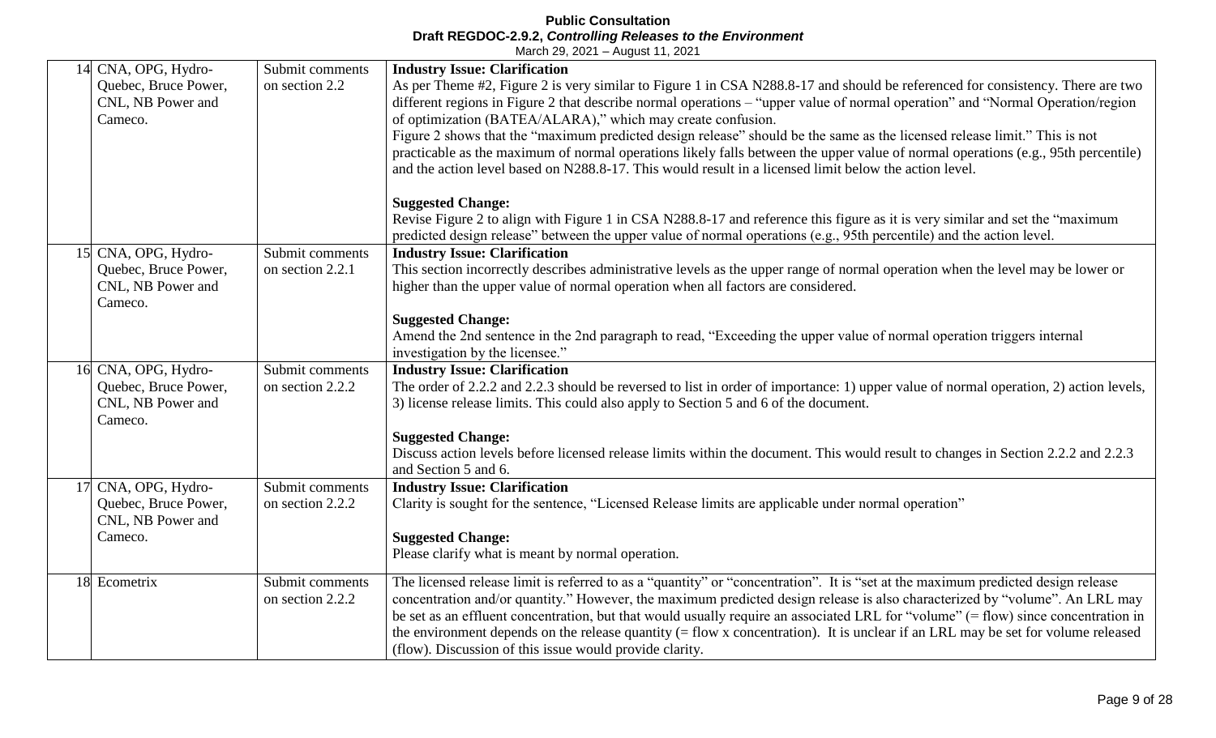| 14 | CNA, OPG, Hydro-Quebec, Bruce Power, CNL, NB Power and Cameco. | Submit comments on section 2.2 | **Industry Issue: Clarification**<br>As per Theme #2, Figure 2 is very similar to Figure 1 in CSA N288.8-17 and should be referenced for consistency. There are two different regions in Figure 2 that describe normal operations – "upper value of normal operation" and "Normal Operation/region of optimization (BATEA/ALARA)," which may create confusion.<br>Figure 2 shows that the "maximum predicted design release" should be the same as the licensed release limit." This is not practicable as the maximum of normal operations likely falls between the upper value of normal operations (e.g., 95th percentile) and the action level based on N288.8-17. This would result in a licensed limit below the action level.<br><br>**Suggested Change:**<br>Revise Figure 2 to align with Figure 1 in CSA N288.8-17 and reference this figure as it is very similar and set the "maximum predicted design release" between the upper value of normal operations (e.g., 95th percentile) and the action level. |
|---|---|---|---|
| 15 | CNA, OPG, Hydro-Quebec, Bruce Power, CNL, NB Power and Cameco. | Submit comments on section 2.2.1 | **Industry Issue: Clarification**<br>This section incorrectly describes administrative levels as the upper range of normal operation when the level may be lower or higher than the upper value of normal operation when all factors are considered.<br><br>**Suggested Change:**<br>Amend the 2nd sentence in the 2nd paragraph to read, "Exceeding the upper value of normal operation triggers internal investigation by the licensee." |
| 16 | CNA, OPG, Hydro-Quebec, Bruce Power, CNL, NB Power and Cameco. | Submit comments on section 2.2.2 | **Industry Issue: Clarification**<br>The order of 2.2.2 and 2.2.3 should be reversed to list in order of importance: 1) upper value of normal operation, 2) action levels, 3) license release limits. This could also apply to Section 5 and 6 of the document.<br><br>**Suggested Change:**<br>Discuss action levels before licensed release limits within the document. This would result to changes in Section 2.2.2 and 2.2.3 and Section 5 and 6. |
| 17 | CNA, OPG, Hydro-Quebec, Bruce Power, CNL, NB Power and Cameco. | Submit comments on section 2.2.2 | **Industry Issue: Clarification**<br>Clarity is sought for the sentence, "Licensed Release limits are applicable under normal operation"<br><br>**Suggested Change:**<br>Please clarify what is meant by normal operation. |
| 18 | Ecometrix | Submit comments on section 2.2.2 | The licensed release limit is referred to as a "quantity" or "concentration". It is "set at the maximum predicted design release concentration and/or quantity." However, the maximum predicted design release is also characterized by "volume". An LRL may be set as an effluent concentration, but that would usually require an associated LRL for "volume" (= flow) since concentration in the environment depends on the release quantity (= flow x concentration). It is unclear if an LRL may be set for volume released (flow). Discussion of this issue would provide clarity. |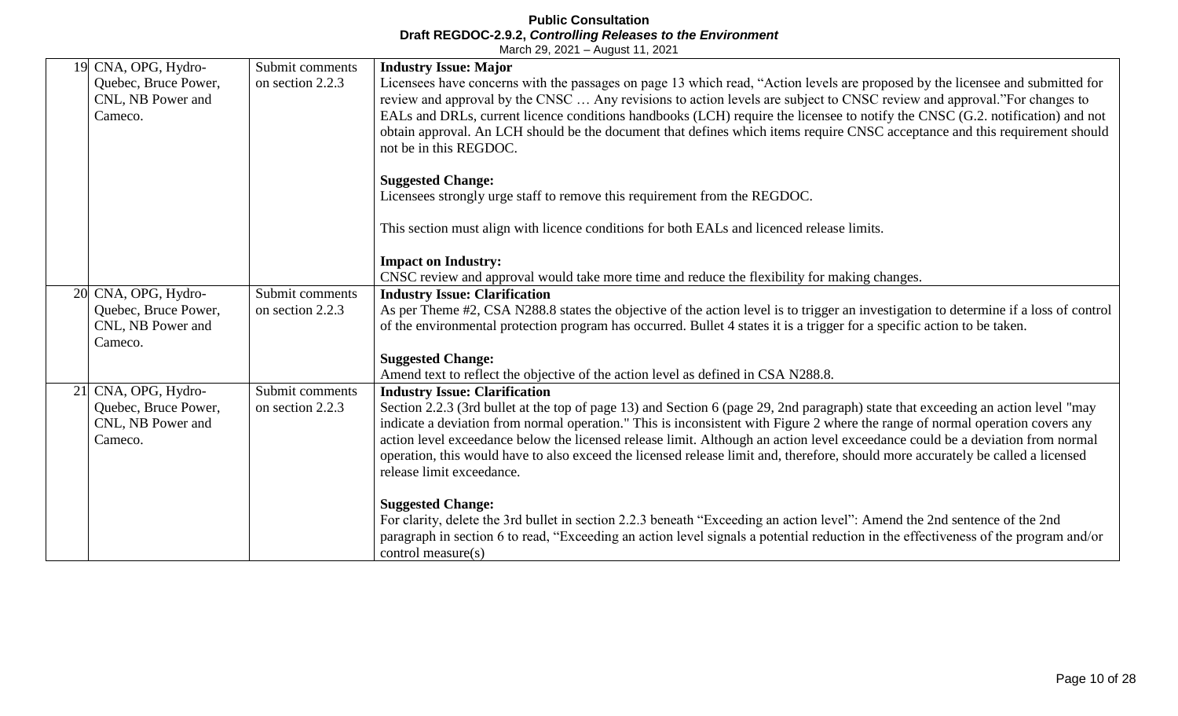| 19 | CNA, OPG, Hydro-Quebec, Bruce Power, CNL, NB Power and Cameco. | Submit comments on section 2.2.3 | **Industry Issue: Major**<br>Licensees have concerns with the passages on page 13 which read, "Action levels are proposed by the licensee and submitted for review and approval by the CNSC … Any revisions to action levels are subject to CNSC review and approval."For changes to EALs and DRLs, current licence conditions handbooks (LCH) require the licensee to notify the CNSC (G.2. notification) and not obtain approval. An LCH should be the document that defines which items require CNSC acceptance and this requirement should not be in this REGDOC.<br><br>**Suggested Change:**<br>Licensees strongly urge staff to remove this requirement from the REGDOC.<br><br>This section must align with licence conditions for both EALs and licenced release limits.<br><br>**Impact on Industry:**<br>CNSC review and approval would take more time and reduce the flexibility for making changes. |
|---|---|---|---|
| 20 | CNA, OPG, Hydro-Quebec, Bruce Power, CNL, NB Power and Cameco. | Submit comments on section 2.2.3 | **Industry Issue: Clarification**<br>As per Theme #2, CSA N288.8 states the objective of the action level is to trigger an investigation to determine if a loss of control of the environmental protection program has occurred. Bullet 4 states it is a trigger for a specific action to be taken.<br><br>**Suggested Change:**<br>Amend text to reflect the objective of the action level as defined in CSA N288.8. |
| 21 | CNA, OPG, Hydro-Quebec, Bruce Power, CNL, NB Power and Cameco. | Submit comments on section 2.2.3 | **Industry Issue: Clarification**<br>Section 2.2.3 (3rd bullet at the top of page 13) and Section 6 (page 29, 2nd paragraph) state that exceeding an action level "may indicate a deviation from normal operation." This is inconsistent with Figure 2 where the range of normal operation covers any action level exceedance below the licensed release limit. Although an action level exceedance could be a deviation from normal operation, this would have to also exceed the licensed release limit and, therefore, should more accurately be called a licensed release limit exceedance.<br><br>**Suggested Change:**<br>For clarity, delete the 3rd bullet in section 2.2.3 beneath "Exceeding an action level": Amend the 2nd sentence of the 2nd paragraph in section 6 to read, "Exceeding an action level signals a potential reduction in the effectiveness of the program and/or control measure(s) |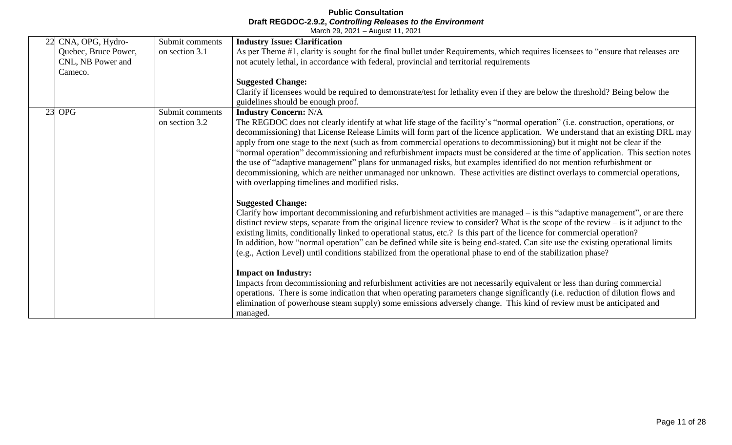| 22 | CNA, OPG, Hydro-Quebec, Bruce Power, CNL, NB Power and Cameco. | Submit comments on section 3.1 | **Industry Issue: Clarification**<br>As per Theme #1, clarity is sought for the final bullet under Requirements, which requires licensees to "ensure that releases are not acutely lethal, in accordance with federal, provincial and territorial requirements<br><br>**Suggested Change:**<br>Clarify if licensees would be required to demonstrate/test for lethality even if they are below the threshold? Being below the guidelines should be enough proof. |
|---|---|---|---|
| 23 | OPG | Submit comments on section 3.2 | **Industry Concern:** N/A<br>The REGDOC does not clearly identify at what life stage of the facility's "normal operation" (i.e. construction, operations, or decommissioning) that License Release Limits will form part of the licence application. We understand that an existing DRL may apply from one stage to the next (such as from commercial operations to decommissioning) but it might not be clear if the "normal operation" decommissioning and refurbishment impacts must be considered at the time of application. This section notes the use of "adaptive management" plans for unmanaged risks, but examples identified do not mention refurbishment or decommissioning, which are neither unmanaged nor unknown. These activities are distinct overlays to commercial operations, with overlapping timelines and modified risks.<br><br>**Suggested Change:**<br>Clarify how important decommissioning and refurbishment activities are managed – is this "adaptive management", or are there distinct review steps, separate from the original licence review to consider? What is the scope of the review – is it adjunct to the existing limits, conditionally linked to operational status, etc.? Is this part of the licence for commercial operation?<br>In addition, how "normal operation" can be defined while site is being end-stated. Can site use the existing operational limits (e.g., Action Level) until conditions stabilized from the operational phase to end of the stabilization phase?<br><br>**Impact on Industry:**<br>Impacts from decommissioning and refurbishment activities are not necessarily equivalent or less than during commercial operations. There is some indication that when operating parameters change significantly (i.e. reduction of dilution flows and elimination of powerhouse steam supply) some emissions adversely change. This kind of review must be anticipated and managed. |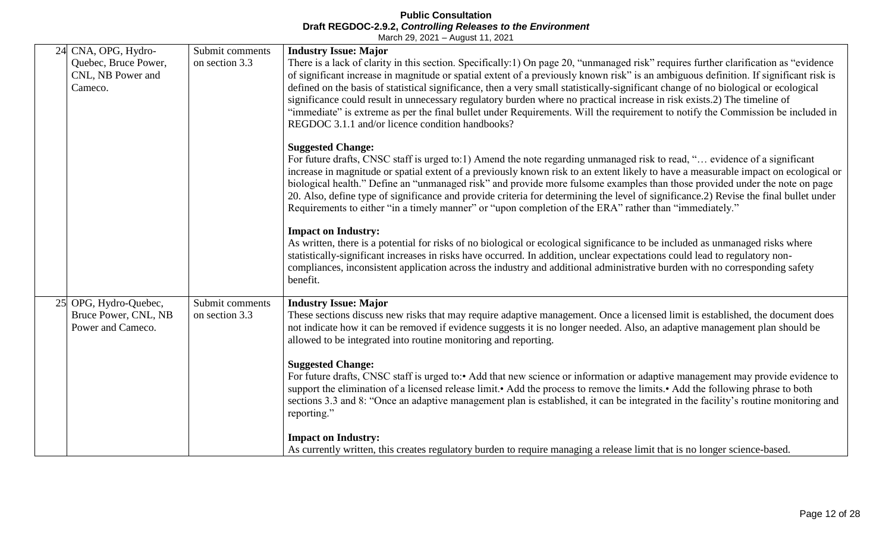| | | | |
|---|---|---|---|
| 24 | CNA, OPG, Hydro-Quebec, Bruce Power, CNL, NB Power and Cameco. | Submit comments on section 3.3 | **Industry Issue: Major**<br>There is a lack of clarity in this section. Specifically:1) On page 20, "unmanaged risk" requires further clarification as "evidence of significant increase in magnitude or spatial extent of a previously known risk" is an ambiguous definition. If significant risk is defined on the basis of statistical significance, then a very small statistically-significant change of no biological or ecological significance could result in unnecessary regulatory burden where no practical increase in risk exists.2) The timeline of "immediate" is extreme as per the final bullet under Requirements. Will the requirement to notify the Commission be included in REGDOC 3.1.1 and/or licence condition handbooks?<br><br>**Suggested Change:**<br>For future drafts, CNSC staff is urged to:1) Amend the note regarding unmanaged risk to read, "… evidence of a significant increase in magnitude or spatial extent of a previously known risk to an extent likely to have a measurable impact on ecological or biological health." Define an "unmanaged risk" and provide more fulsome examples than those provided under the note on page 20. Also, define type of significance and provide criteria for determining the level of significance.2) Revise the final bullet under Requirements to either "in a timely manner" or "upon completion of the ERA" rather than "immediately."<br><br>**Impact on Industry:**<br>As written, there is a potential for risks of no biological or ecological significance to be included as unmanaged risks where statistically-significant increases in risks have occurred. In addition, unclear expectations could lead to regulatory non-compliances, inconsistent application across the industry and additional administrative burden with no corresponding safety benefit. |
| 25 | OPG, Hydro-Quebec, Bruce Power, CNL, NB Power and Cameco. | Submit comments on section 3.3 | **Industry Issue: Major**<br>These sections discuss new risks that may require adaptive management. Once a licensed limit is established, the document does not indicate how it can be removed if evidence suggests it is no longer needed. Also, an adaptive management plan should be allowed to be integrated into routine monitoring and reporting.<br><br>**Suggested Change:**<br>For future drafts, CNSC staff is urged to:• Add that new science or information or adaptive management may provide evidence to support the elimination of a licensed release limit.• Add the process to remove the limits.• Add the following phrase to both sections 3.3 and 8: "Once an adaptive management plan is established, it can be integrated in the facility's routine monitoring and reporting."<br><br>**Impact on Industry:**<br>As currently written, this creates regulatory burden to require managing a release limit that is no longer science-based. |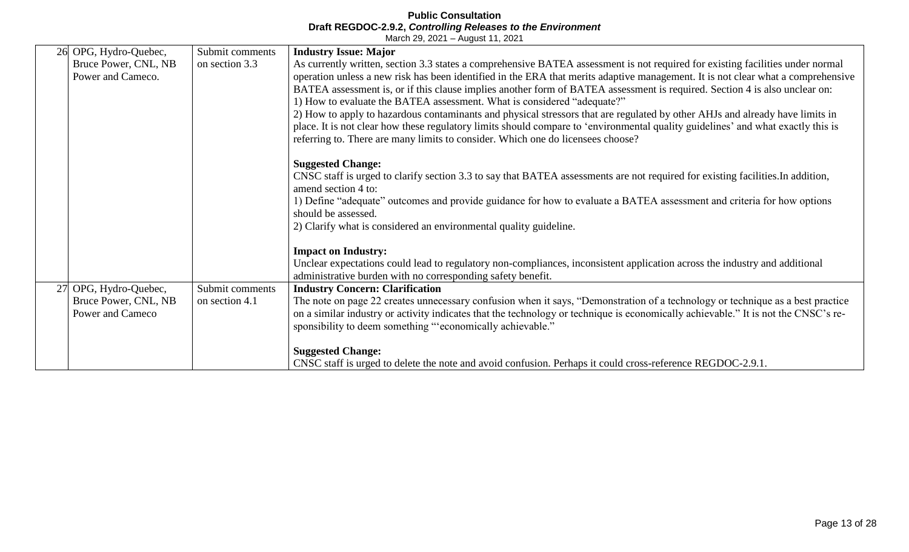| | | | |
|---|---|---|---|
| 26 | OPG, Hydro-Quebec, Bruce Power, CNL, NB Power and Cameco. | Submit comments on section 3.3 | **Industry Issue: Major**<br>As currently written, section 3.3 states a comprehensive BATEA assessment is not required for existing facilities under normal operation unless a new risk has been identified in the ERA that merits adaptive management. It is not clear what a comprehensive BATEA assessment is, or if this clause implies another form of BATEA assessment is required. Section 4 is also unclear on:<br>1) How to evaluate the BATEA assessment. What is considered "adequate?"<br>2) How to apply to hazardous contaminants and physical stressors that are regulated by other AHJs and already have limits in place. It is not clear how these regulatory limits should compare to 'environmental quality guidelines' and what exactly this is referring to. There are many limits to consider. Which one do licensees choose?<br><br>**Suggested Change:**<br>CNSC staff is urged to clarify section 3.3 to say that BATEA assessments are not required for existing facilities.In addition, amend section 4 to:<br>1) Define "adequate" outcomes and provide guidance for how to evaluate a BATEA assessment and criteria for how options should be assessed.<br>2) Clarify what is considered an environmental quality guideline.<br><br>**Impact on Industry:**<br>Unclear expectations could lead to regulatory non-compliances, inconsistent application across the industry and additional administrative burden with no corresponding safety benefit. |
| 27 | OPG, Hydro-Quebec, Bruce Power, CNL, NB Power and Cameco | Submit comments on section 4.1 | **Industry Concern: Clarification**<br>The note on page 22 creates unnecessary confusion when it says, "Demonstration of a technology or technique as a best practice on a similar industry or activity indicates that the technology or technique is economically achievable." It is not the CNSC's re-sponsibility to deem something "'economically achievable."<br><br>**Suggested Change:**<br>CNSC staff is urged to delete the note and avoid confusion. Perhaps it could cross-reference REGDOC-2.9.1. |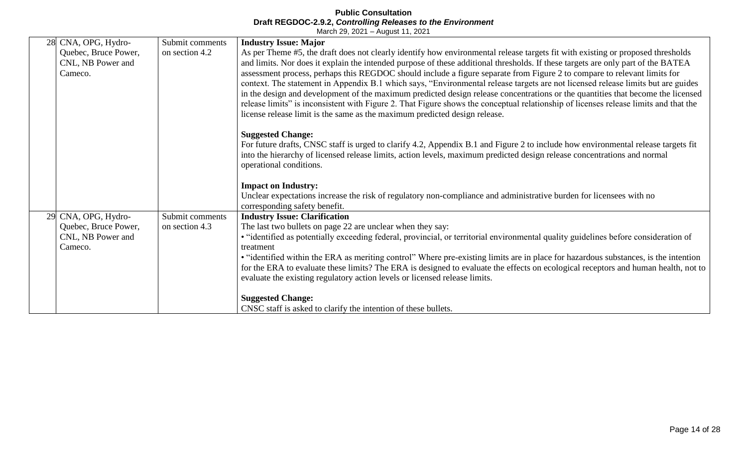| 28 | CNA, OPG, Hydro-Quebec, Bruce Power, CNL, NB Power and Cameco. | Submit comments on section 4.2 | **Industry Issue: Major**<br>As per Theme #5, the draft does not clearly identify how environmental release targets fit with existing or proposed thresholds and limits. Nor does it explain the intended purpose of these additional thresholds. If these targets are only part of the BATEA assessment process, perhaps this REGDOC should include a figure separate from Figure 2 to compare to relevant limits for context. The statement in Appendix B.1 which says, "Environmental release targets are not licensed release limits but are guides in the design and development of the maximum predicted design release concentrations or the quantities that become the licensed release limits" is inconsistent with Figure 2. That Figure shows the conceptual relationship of licenses release limits and that the license release limit is the same as the maximum predicted design release.<br><br>**Suggested Change:**<br>For future drafts, CNSC staff is urged to clarify 4.2, Appendix B.1 and Figure 2 to include how environmental release targets fit into the hierarchy of licensed release limits, action levels, maximum predicted design release concentrations and normal operational conditions.<br><br>**Impact on Industry:**<br>Unclear expectations increase the risk of regulatory non-compliance and administrative burden for licensees with no corresponding safety benefit. |
|---|---|---|---|
| 29 | CNA, OPG, Hydro-Quebec, Bruce Power, CNL, NB Power and Cameco. | Submit comments on section 4.3 | **Industry Issue: Clarification**<br>The last two bullets on page 22 are unclear when they say:<br>• "identified as potentially exceeding federal, provincial, or territorial environmental quality guidelines before consideration of treatment<br>• "identified within the ERA as meriting control" Where pre-existing limits are in place for hazardous substances, is the intention for the ERA to evaluate these limits? The ERA is designed to evaluate the effects on ecological receptors and human health, not to evaluate the existing regulatory action levels or licensed release limits.<br><br>**Suggested Change:**<br>CNSC staff is asked to clarify the intention of these bullets. |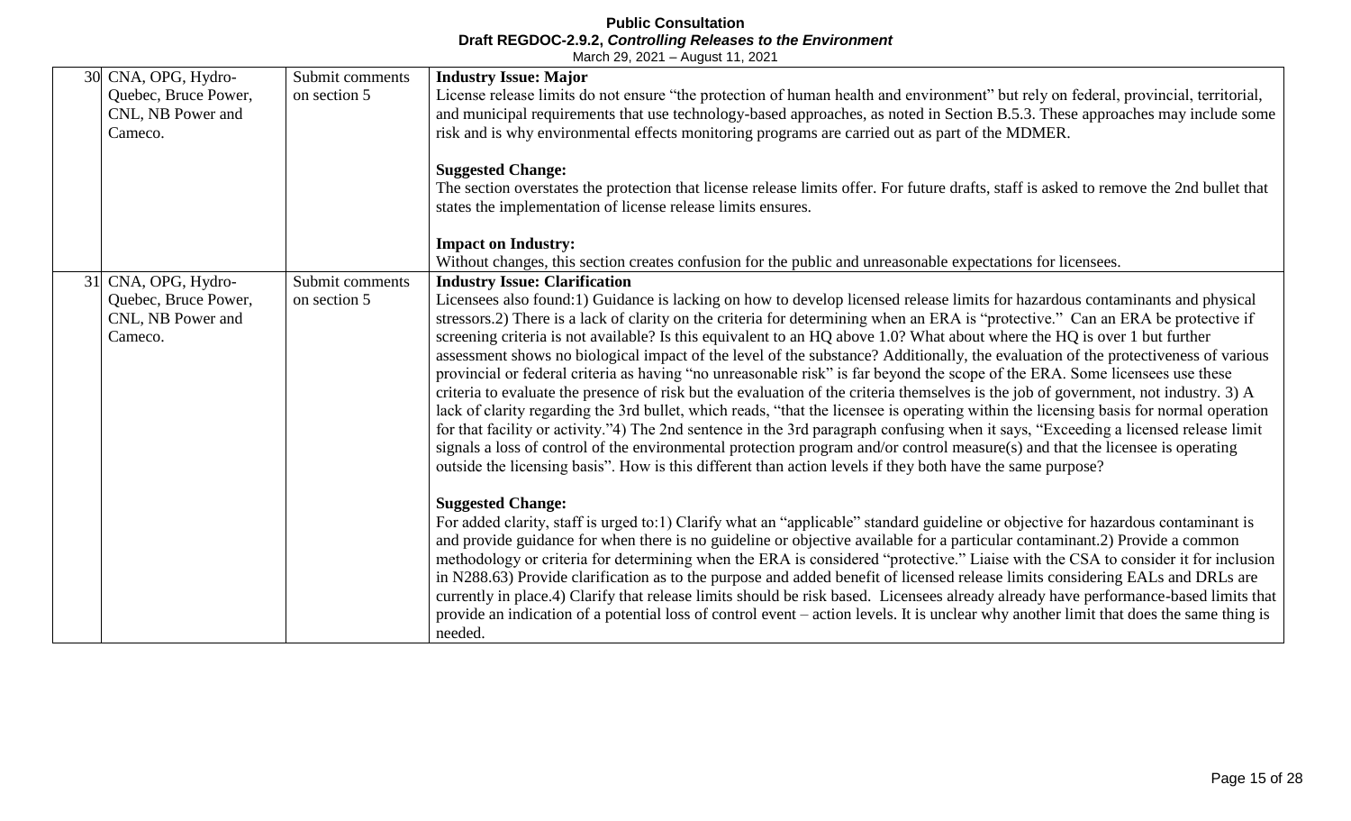| | | | |
|---|---|---|---|
| 30 | CNA, OPG, Hydro-Quebec, Bruce Power, CNL, NB Power and Cameco. | Submit comments on section 5 | **Industry Issue: Major**<br>License release limits do not ensure "the protection of human health and environment" but rely on federal, provincial, territorial, and municipal requirements that use technology-based approaches, as noted in Section B.5.3. These approaches may include some risk and is why environmental effects monitoring programs are carried out as part of the MDMER.<br><br>**Suggested Change:**<br>The section overstates the protection that license release limits offer. For future drafts, staff is asked to remove the 2nd bullet that states the implementation of license release limits ensures.<br><br>**Impact on Industry:**<br>Without changes, this section creates confusion for the public and unreasonable expectations for licensees. |
| 31 | CNA, OPG, Hydro-Quebec, Bruce Power, CNL, NB Power and Cameco. | Submit comments on section 5 | **Industry Issue: Clarification**<br>Licensees also found:1) Guidance is lacking on how to develop licensed release limits for hazardous contaminants and physical stressors.2) There is a lack of clarity on the criteria for determining when an ERA is "protective." Can an ERA be protective if screening criteria is not available? Is this equivalent to an HQ above 1.0? What about where the HQ is over 1 but further assessment shows no biological impact of the level of the substance? Additionally, the evaluation of the protectiveness of various provincial or federal criteria as having "no unreasonable risk" is far beyond the scope of the ERA. Some licensees use these criteria to evaluate the presence of risk but the evaluation of the criteria themselves is the job of government, not industry. 3) A lack of clarity regarding the 3rd bullet, which reads, "that the licensee is operating within the licensing basis for normal operation for that facility or activity."4) The 2nd sentence in the 3rd paragraph confusing when it says, "Exceeding a licensed release limit signals a loss of control of the environmental protection program and/or control measure(s) and that the licensee is operating outside the licensing basis". How is this different than action levels if they both have the same purpose?<br><br>**Suggested Change:**<br>For added clarity, staff is urged to:1) Clarify what an "applicable" standard guideline or objective for hazardous contaminant is and provide guidance for when there is no guideline or objective available for a particular contaminant.2) Provide a common methodology or criteria for determining when the ERA is considered "protective." Liaise with the CSA to consider it for inclusion in N288.63) Provide clarification as to the purpose and added benefit of licensed release limits considering EALs and DRLs are currently in place.4) Clarify that release limits should be risk based. Licensees already already have performance-based limits that provide an indication of a potential loss of control event – action levels. It is unclear why another limit that does the same thing is needed. |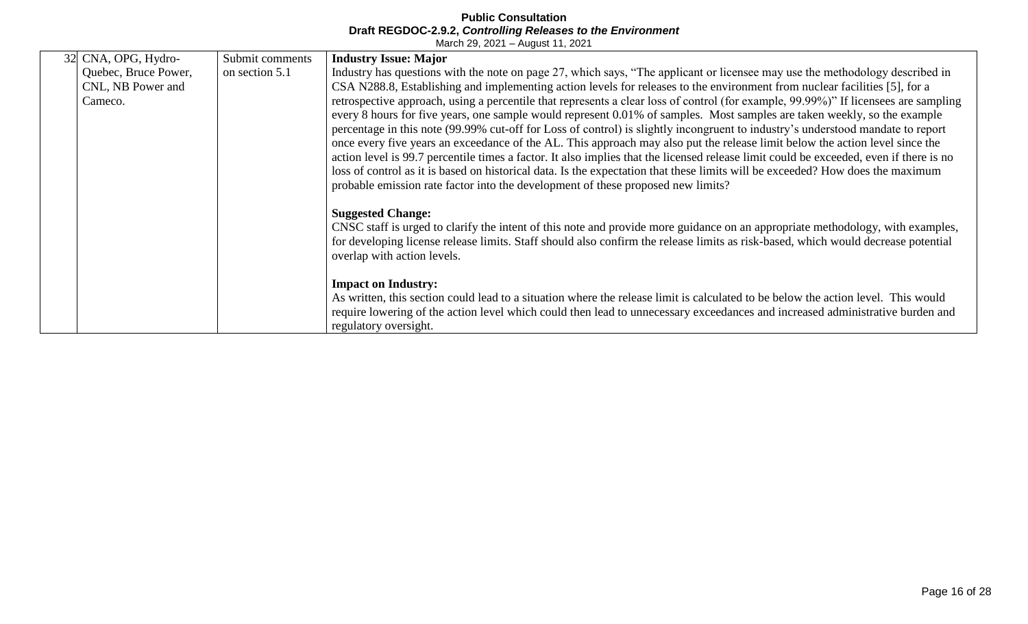| 32 | CNA, OPG, Hydro-Quebec, Bruce Power, CNL, NB Power and Cameco. | Submit comments on section 5.1 | **Industry Issue: Major**<br>Industry has questions with the note on page 27, which says, "The applicant or licensee may use the methodology described in CSA N288.8, Establishing and implementing action levels for releases to the environment from nuclear facilities [5], for a retrospective approach, using a percentile that represents a clear loss of control (for example, 99.99%)" If licensees are sampling every 8 hours for five years, one sample would represent 0.01% of samples. Most samples are taken weekly, so the example percentage in this note (99.99% cut-off for Loss of control) is slightly incongruent to industry's understood mandate to report once every five years an exceedance of the AL. This approach may also put the release limit below the action level since the action level is 99.7 percentile times a factor. It also implies that the licensed release limit could be exceeded, even if there is no loss of control as it is based on historical data. Is the expectation that these limits will be exceeded? How does the maximum probable emission rate factor into the development of these proposed new limits?<br><br>**Suggested Change:**<br>CNSC staff is urged to clarify the intent of this note and provide more guidance on an appropriate methodology, with examples, for developing license release limits. Staff should also confirm the release limits as risk-based, which would decrease potential overlap with action levels.<br><br>**Impact on Industry:**<br>As written, this section could lead to a situation where the release limit is calculated to be below the action level. This would require lowering of the action level which could then lead to unnecessary exceedances and increased administrative burden and regulatory oversight. |
|---|---|---|---|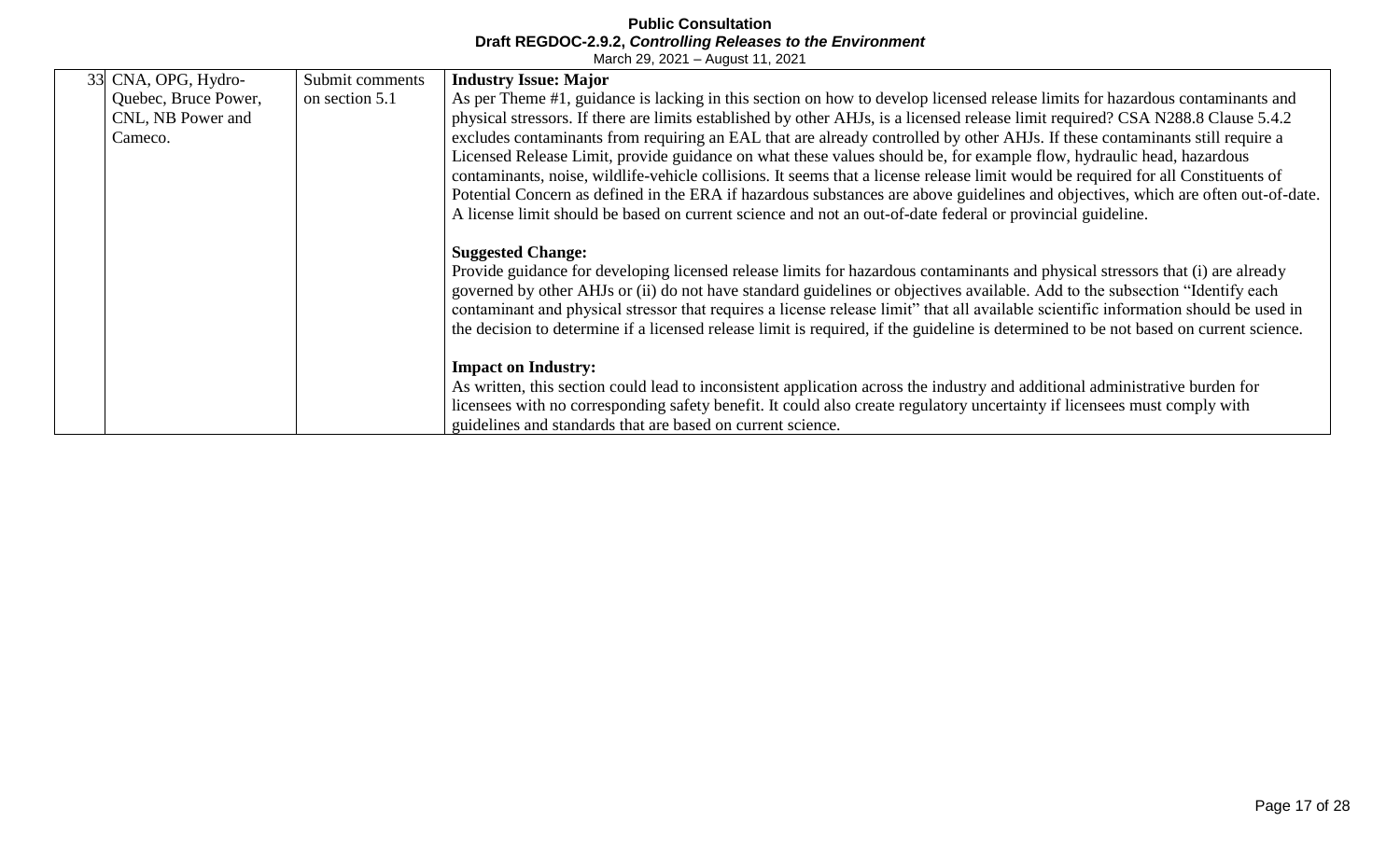| | | | |
|---|---|---|---|
| 33 | CNA, OPG, Hydro-Quebec, Bruce Power, CNL, NB Power and Cameco. | Submit comments on section 5.1 | **Industry Issue: Major**<br>As per Theme #1, guidance is lacking in this section on how to develop licensed release limits for hazardous contaminants and physical stressors. If there are limits established by other AHJs, is a licensed release limit required? CSA N288.8 Clause 5.4.2 excludes contaminants from requiring an EAL that are already controlled by other AHJs. If these contaminants still require a Licensed Release Limit, provide guidance on what these values should be, for example flow, hydraulic head, hazardous contaminants, noise, wildlife-vehicle collisions. It seems that a license release limit would be required for all Constituents of Potential Concern as defined in the ERA if hazardous substances are above guidelines and objectives, which are often out-of-date. A license limit should be based on current science and not an out-of-date federal or provincial guideline.<br><br>**Suggested Change:**<br>Provide guidance for developing licensed release limits for hazardous contaminants and physical stressors that (i) are already governed by other AHJs or (ii) do not have standard guidelines or objectives available. Add to the subsection "Identify each contaminant and physical stressor that requires a license release limit" that all available scientific information should be used in the decision to determine if a licensed release limit is required, if the guideline is determined to be not based on current science.<br><br>**Impact on Industry:**<br>As written, this section could lead to inconsistent application across the industry and additional administrative burden for licensees with no corresponding safety benefit. It could also create regulatory uncertainty if licensees must comply with guidelines and standards that are based on current science. |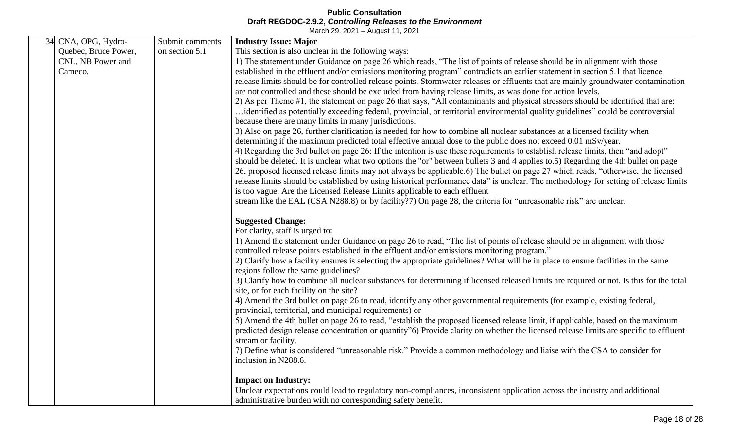**Public Consultation**
**Draft REGDOC-2.9.2, *Controlling Releases to the Environment***
March 29, 2021 – August 11, 2021

| | | | |
|---|---|---|---|
| 34 | CNA, OPG, Hydro-Quebec, Bruce Power, CNL, NB Power and Cameco. | Submit comments on section 5.1 | **Industry Issue: Major**<br>This section is also unclear in the following ways:<br>1) The statement under Guidance on page 26 which reads, "The list of points of release should be in alignment with those established in the effluent and/or emissions monitoring program" contradicts an earlier statement in section 5.1 that licence release limits should be for controlled release points. Stormwater releases or effluents that are mainly groundwater contamination are not controlled and these should be excluded from having release limits, as was done for action levels.<br>2) As per Theme #1, the statement on page 26 that says, "All contaminants and physical stressors should be identified that are: …identified as potentially exceeding federal, provincial, or territorial environmental quality guidelines" could be controversial because there are many limits in many jurisdictions.<br>3) Also on page 26, further clarification is needed for how to combine all nuclear substances at a licensed facility when determining if the maximum predicted total effective annual dose to the public does not exceed 0.01 mSv/year.<br>4) Regarding the 3rd bullet on page 26: If the intention is use these requirements to establish release limits, then "and adopt" should be deleted. It is unclear what two options the "or" between bullets 3 and 4 applies to.5) Regarding the 4th bullet on page 26, proposed licensed release limits may not always be applicable.6) The bullet on page 27 which reads, "otherwise, the licensed release limits should be established by using historical performance data" is unclear. The methodology for setting of release limits is too vague. Are the Licensed Release Limits applicable to each effluent stream like the EAL (CSA N288.8) or by facility?7) On page 28, the criteria for "unreasonable risk" are unclear.<br><br>**Suggested Change:**<br>For clarity, staff is urged to:<br>1) Amend the statement under Guidance on page 26 to read, "The list of points of release should be in alignment with those controlled release points established in the effluent and/or emissions monitoring program."<br>2) Clarify how a facility ensures is selecting the appropriate guidelines? What will be in place to ensure facilities in the same regions follow the same guidelines?<br>3) Clarify how to combine all nuclear substances for determining if licensed released limits are required or not. Is this for the total site, or for each facility on the site?<br>4) Amend the 3rd bullet on page 26 to read, identify any other governmental requirements (for example, existing federal, provincial, territorial, and municipal requirements) or<br>5) Amend the 4th bullet on page 26 to read, "establish the proposed licensed release limit, if applicable, based on the maximum predicted design release concentration or quantity"6) Provide clarity on whether the licensed release limits are specific to effluent stream or facility.<br>7) Define what is considered "unreasonable risk." Provide a common methodology and liaise with the CSA to consider for inclusion in N288.6.<br><br>**Impact on Industry:**<br>Unclear expectations could lead to regulatory non-compliances, inconsistent application across the industry and additional administrative burden with no corresponding safety benefit. |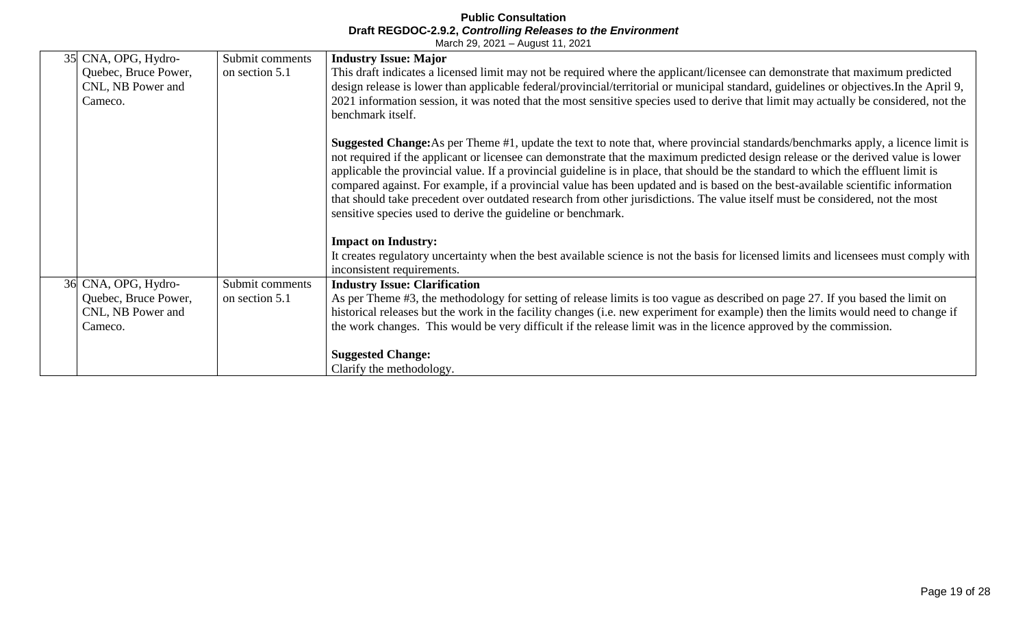| | | | |
|---|---|---|---|
| 35 | CNA, OPG, Hydro-Quebec, Bruce Power, CNL, NB Power and Cameco. | Submit comments on section 5.1 | **Industry Issue: Major**<br>This draft indicates a licensed limit may not be required where the applicant/licensee can demonstrate that maximum predicted design release is lower than applicable federal/provincial/territorial or municipal standard, guidelines or objectives.In the April 9, 2021 information session, it was noted that the most sensitive species used to derive that limit may actually be considered, not the benchmark itself.<br><br>**Suggested Change:**As per Theme #1, update the text to note that, where provincial standards/benchmarks apply, a licence limit is not required if the applicant or licensee can demonstrate that the maximum predicted design release or the derived value is lower applicable the provincial value. If a provincial guideline is in place, that should be the standard to which the effluent limit is compared against. For example, if a provincial value has been updated and is based on the best-available scientific information that should take precedent over outdated research from other jurisdictions. The value itself must be considered, not the most sensitive species used to derive the guideline or benchmark.<br><br>**Impact on Industry:**<br>It creates regulatory uncertainty when the best available science is not the basis for licensed limits and licensees must comply with inconsistent requirements. |
| 36 | CNA, OPG, Hydro-Quebec, Bruce Power, CNL, NB Power and Cameco. | Submit comments on section 5.1 | **Industry Issue: Clarification**<br>As per Theme #3, the methodology for setting of release limits is too vague as described on page 27. If you based the limit on historical releases but the work in the facility changes (i.e. new experiment for example) then the limits would need to change if the work changes. This would be very difficult if the release limit was in the licence approved by the commission.<br><br>**Suggested Change:**<br>Clarify the methodology. |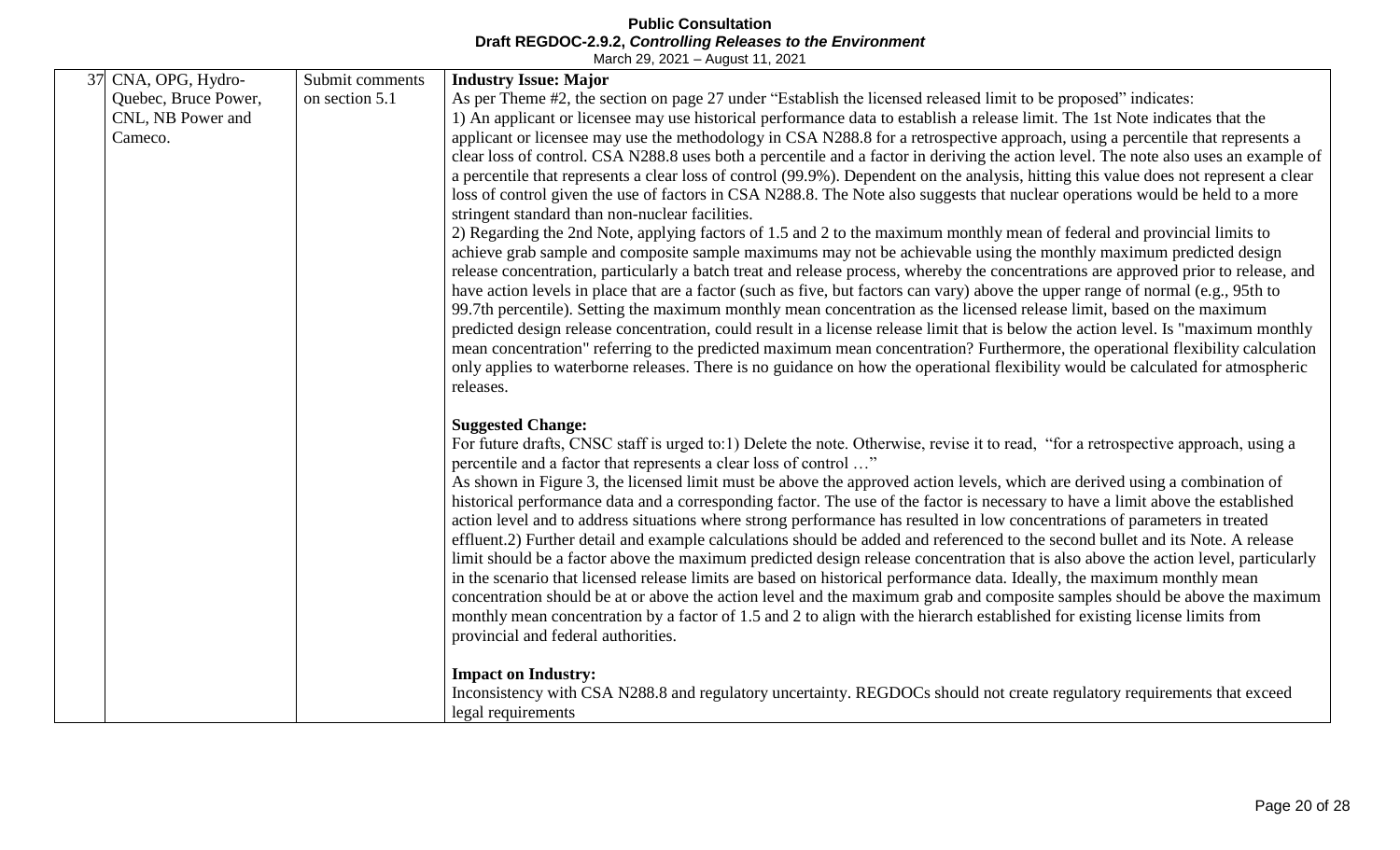| 37 | CNA, OPG, Hydro-Quebec, Bruce Power, CNL, NB Power and Cameco. | Submit comments on section 5.1 | **Industry Issue: Major**<br>As per Theme #2, the section on page 27 under "Establish the licensed released limit to be proposed" indicates:<br>1) An applicant or licensee may use historical performance data to establish a release limit. The 1st Note indicates that the applicant or licensee may use the methodology in CSA N288.8 for a retrospective approach, using a percentile that represents a clear loss of control. CSA N288.8 uses both a percentile and a factor in deriving the action level. The note also uses an example of a percentile that represents a clear loss of control (99.9%). Dependent on the analysis, hitting this value does not represent a clear loss of control given the use of factors in CSA N288.8. The Note also suggests that nuclear operations would be held to a more stringent standard than non-nuclear facilities.<br>2) Regarding the 2nd Note, applying factors of 1.5 and 2 to the maximum monthly mean of federal and provincial limits to achieve grab sample and composite sample maximums may not be achievable using the monthly maximum predicted design release concentration, particularly a batch treat and release process, whereby the concentrations are approved prior to release, and have action levels in place that are a factor (such as five, but factors can vary) above the upper range of normal (e.g., 95th to 99.7th percentile). Setting the maximum monthly mean concentration as the licensed release limit, based on the maximum predicted design release concentration, could result in a license release limit that is below the action level. Is "maximum monthly mean concentration" referring to the predicted maximum mean concentration? Furthermore, the operational flexibility calculation only applies to waterborne releases. There is no guidance on how the operational flexibility would be calculated for atmospheric releases.<br><br>**Suggested Change:**<br>For future drafts, CNSC staff is urged to:1) Delete the note. Otherwise, revise it to read, "for a retrospective approach, using a percentile and a factor that represents a clear loss of control …"<br>As shown in Figure 3, the licensed limit must be above the approved action levels, which are derived using a combination of historical performance data and a corresponding factor. The use of the factor is necessary to have a limit above the established action level and to address situations where strong performance has resulted in low concentrations of parameters in treated effluent.2) Further detail and example calculations should be added and referenced to the second bullet and its Note. A release limit should be a factor above the maximum predicted design release concentration that is also above the action level, particularly in the scenario that licensed release limits are based on historical performance data. Ideally, the maximum monthly mean concentration should be at or above the action level and the maximum grab and composite samples should be above the maximum monthly mean concentration by a factor of 1.5 and 2 to align with the hierarch established for existing license limits from provincial and federal authorities.<br><br>**Impact on Industry:**<br>Inconsistency with CSA N288.8 and regulatory uncertainty. REGDOCs should not create regulatory requirements that exceed legal requirements |
|---|---|---|---|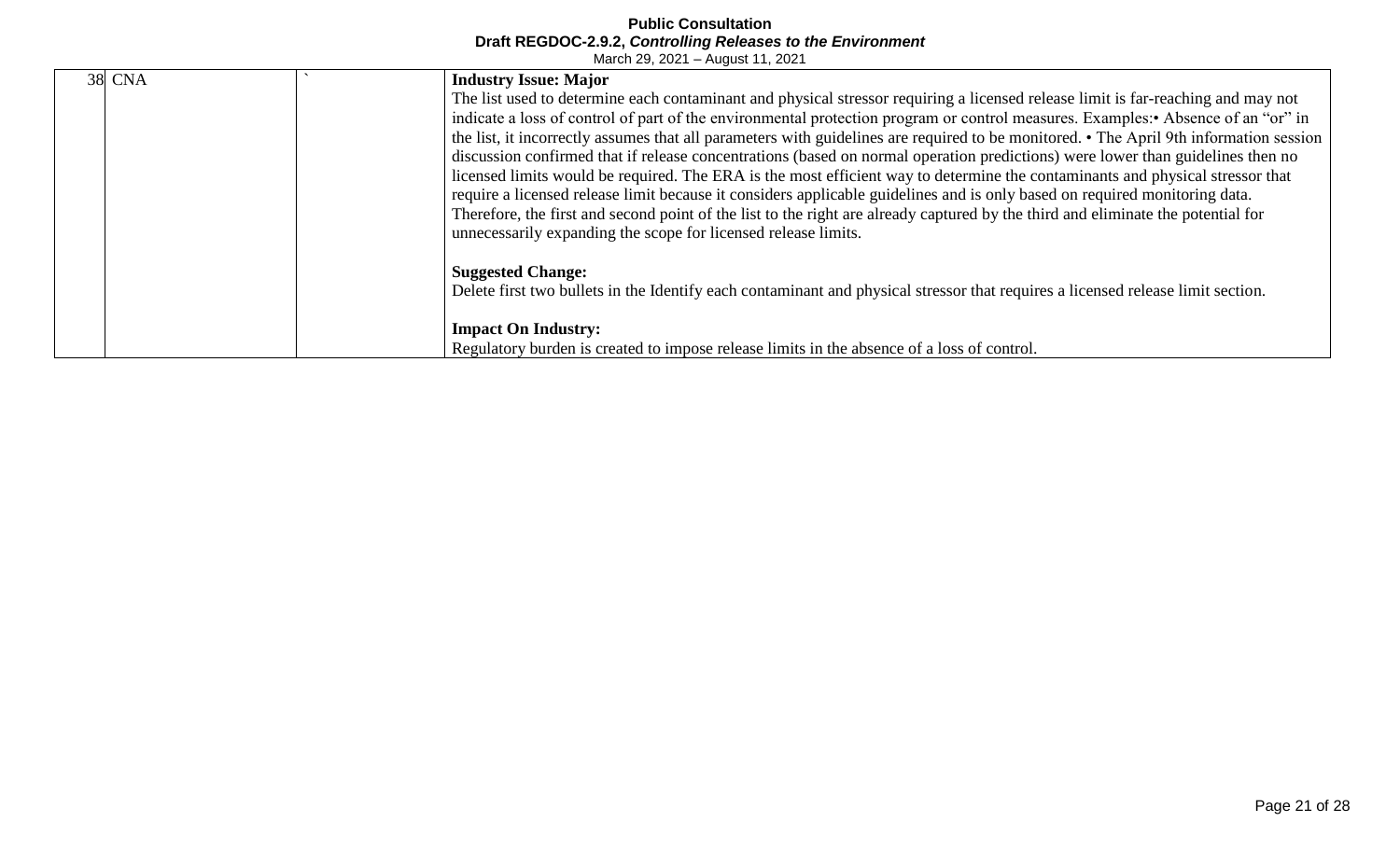| 38 | CNA | ` | **Industry Issue: Major**<br>The list used to determine each contaminant and physical stressor requiring a licensed release limit is far-reaching and may not indicate a loss of control of part of the environmental protection program or control measures. Examples:• Absence of an "or" in the list, it incorrectly assumes that all parameters with guidelines are required to be monitored. • The April 9th information session discussion confirmed that if release concentrations (based on normal operation predictions) were lower than guidelines then no licensed limits would be required. The ERA is the most efficient way to determine the contaminants and physical stressor that require a licensed release limit because it considers applicable guidelines and is only based on required monitoring data. Therefore, the first and second point of the list to the right are already captured by the third and eliminate the potential for unnecessarily expanding the scope for licensed release limits.<br><br>**Suggested Change:**<br>Delete first two bullets in the Identify each contaminant and physical stressor that requires a licensed release limit section.<br><br>**Impact On Industry:**<br>Regulatory burden is created to impose release limits in the absence of a loss of control. |
|---|---|---|---|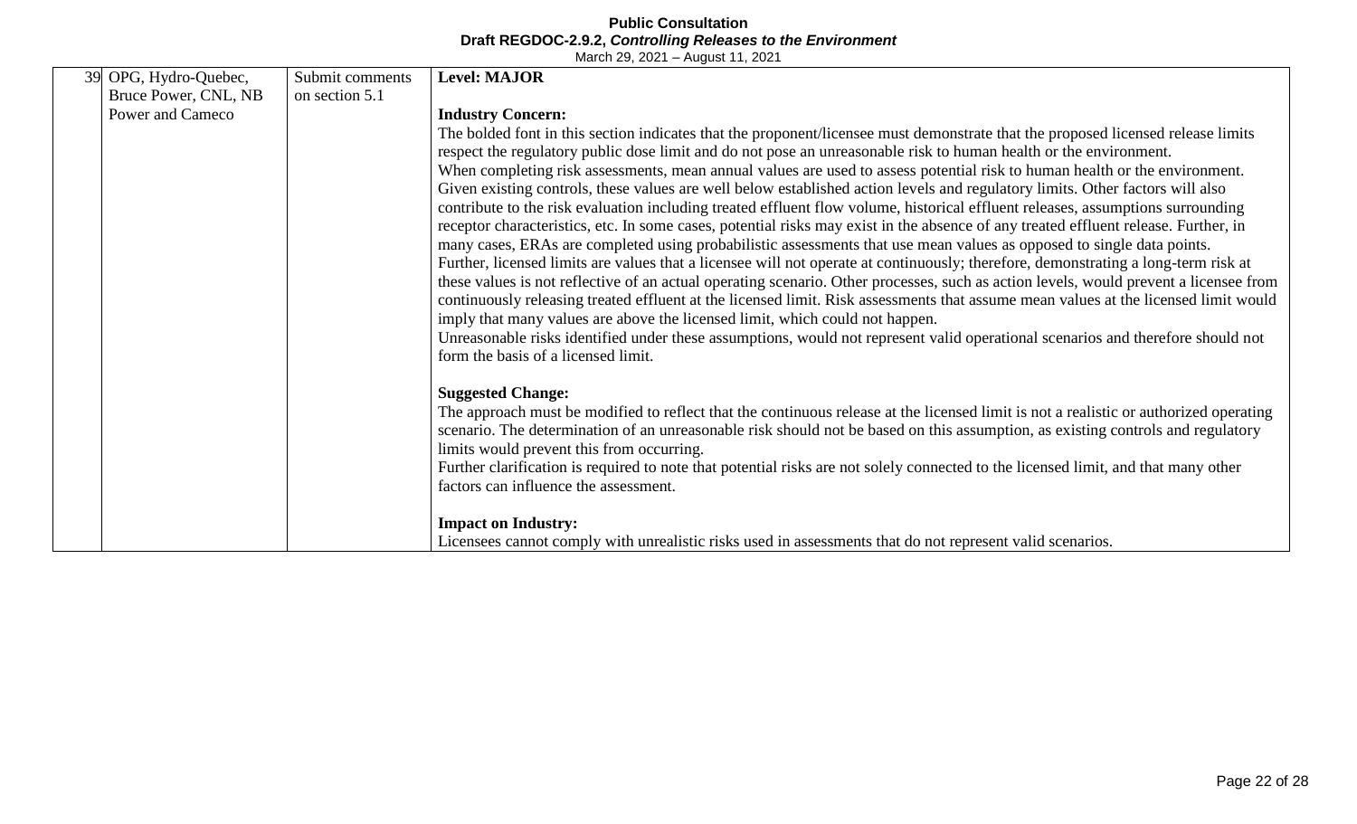| 39 | OPG, Hydro-Quebec, Bruce Power, CNL, NB Power and Cameco | Submit comments on section 5.1 | **Level: MAJOR**<br><br>**Industry Concern:**<br>The bolded font in this section indicates that the proponent/licensee must demonstrate that the proposed licensed release limits respect the regulatory public dose limit and do not pose an unreasonable risk to human health or the environment.<br>When completing risk assessments, mean annual values are used to assess potential risk to human health or the environment. Given existing controls, these values are well below established action levels and regulatory limits. Other factors will also contribute to the risk evaluation including treated effluent flow volume, historical effluent releases, assumptions surrounding receptor characteristics, etc. In some cases, potential risks may exist in the absence of any treated effluent release. Further, in many cases, ERAs are completed using probabilistic assessments that use mean values as opposed to single data points.<br>Further, licensed limits are values that a licensee will not operate at continuously; therefore, demonstrating a long-term risk at these values is not reflective of an actual operating scenario. Other processes, such as action levels, would prevent a licensee from continuously releasing treated effluent at the licensed limit. Risk assessments that assume mean values at the licensed limit would imply that many values are above the licensed limit, which could not happen.<br>Unreasonable risks identified under these assumptions, would not represent valid operational scenarios and therefore should not form the basis of a licensed limit.<br><br>**Suggested Change:**<br>The approach must be modified to reflect that the continuous release at the licensed limit is not a realistic or authorized operating scenario. The determination of an unreasonable risk should not be based on this assumption, as existing controls and regulatory limits would prevent this from occurring.<br>Further clarification is required to note that potential risks are not solely connected to the licensed limit, and that many other factors can influence the assessment.<br><br>**Impact on Industry:**<br>Licensees cannot comply with unrealistic risks used in assessments that do not represent valid scenarios. |
|---|---|---|---|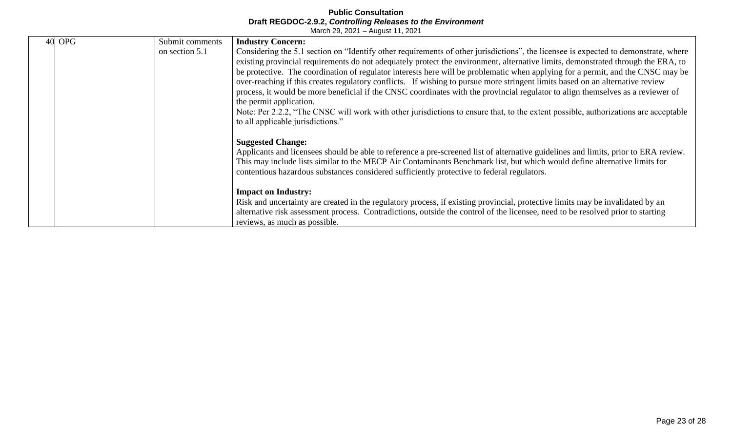| 40 | OPG | Submit comments on section 5.1 | **Industry Concern:**<br>Considering the 5.1 section on "Identify other requirements of other jurisdictions", the licensee is expected to demonstrate, where existing provincial requirements do not adequately protect the environment, alternative limits, demonstrated through the ERA, to be protective. The coordination of regulator interests here will be problematic when applying for a permit, and the CNSC may be over-reaching if this creates regulatory conflicts. If wishing to pursue more stringent limits based on an alternative review process, it would be more beneficial if the CNSC coordinates with the provincial regulator to align themselves as a reviewer of the permit application.<br>Note: Per 2.2.2, "The CNSC will work with other jurisdictions to ensure that, to the extent possible, authorizations are acceptable to all applicable jurisdictions."<br><br>**Suggested Change:**<br>Applicants and licensees should be able to reference a pre-screened list of alternative guidelines and limits, prior to ERA review. This may include lists similar to the MECP Air Contaminants Benchmark list, but which would define alternative limits for contentious hazardous substances considered sufficiently protective to federal regulators.<br><br>**Impact on Industry:**<br>Risk and uncertainty are created in the regulatory process, if existing provincial, protective limits may be invalidated by an alternative risk assessment process. Contradictions, outside the control of the licensee, need to be resolved prior to starting reviews, as much as possible. |
|---|---|---|---|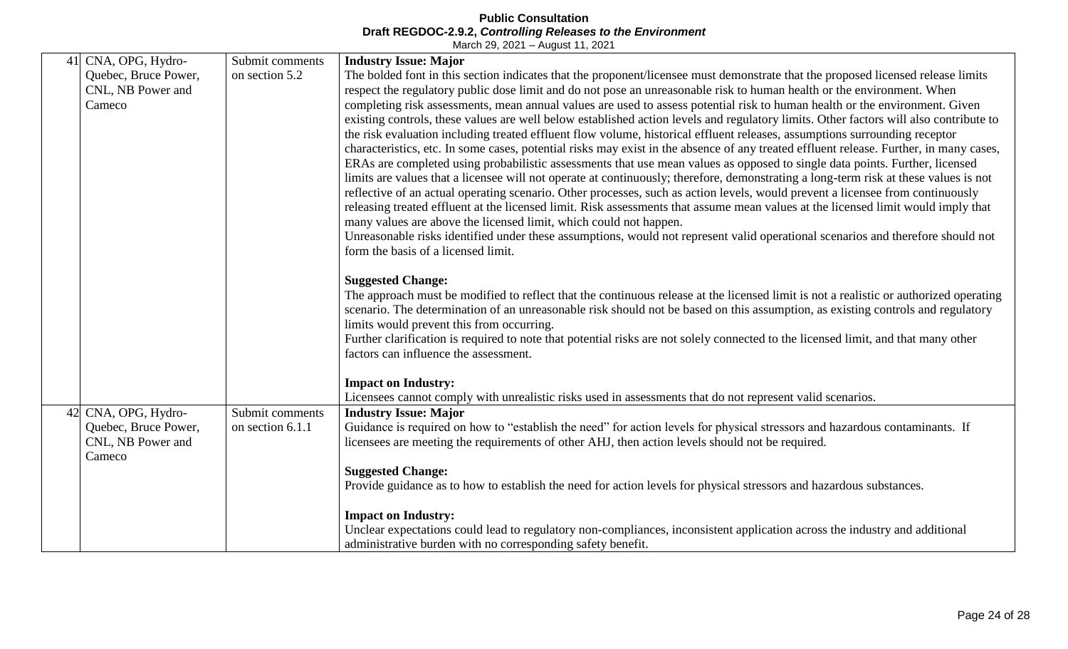| | | | |
|---|---|---|---|
| 41 | CNA, OPG, Hydro-Quebec, Bruce Power, CNL, NB Power and Cameco | Submit comments on section 5.2 | **Industry Issue: Major**<br>The bolded font in this section indicates that the proponent/licensee must demonstrate that the proposed licensed release limits respect the regulatory public dose limit and do not pose an unreasonable risk to human health or the environment. When completing risk assessments, mean annual values are used to assess potential risk to human health or the environment. Given existing controls, these values are well below established action levels and regulatory limits. Other factors will also contribute to the risk evaluation including treated effluent flow volume, historical effluent releases, assumptions surrounding receptor characteristics, etc. In some cases, potential risks may exist in the absence of any treated effluent release. Further, in many cases, ERAs are completed using probabilistic assessments that use mean values as opposed to single data points. Further, licensed limits are values that a licensee will not operate at continuously; therefore, demonstrating a long-term risk at these values is not reflective of an actual operating scenario. Other processes, such as action levels, would prevent a licensee from continuously releasing treated effluent at the licensed limit. Risk assessments that assume mean values at the licensed limit would imply that many values are above the licensed limit, which could not happen.<br>Unreasonable risks identified under these assumptions, would not represent valid operational scenarios and therefore should not form the basis of a licensed limit.<br><br>**Suggested Change:**<br>The approach must be modified to reflect that the continuous release at the licensed limit is not a realistic or authorized operating scenario. The determination of an unreasonable risk should not be based on this assumption, as existing controls and regulatory limits would prevent this from occurring.<br>Further clarification is required to note that potential risks are not solely connected to the licensed limit, and that many other factors can influence the assessment.<br><br>**Impact on Industry:**<br>Licensees cannot comply with unrealistic risks used in assessments that do not represent valid scenarios. |
| 42 | CNA, OPG, Hydro-Quebec, Bruce Power, CNL, NB Power and Cameco | Submit comments on section 6.1.1 | **Industry Issue: Major**<br>Guidance is required on how to "establish the need" for action levels for physical stressors and hazardous contaminants. If licensees are meeting the requirements of other AHJ, then action levels should not be required.<br><br>**Suggested Change:**<br>Provide guidance as to how to establish the need for action levels for physical stressors and hazardous substances.<br><br>**Impact on Industry:**<br>Unclear expectations could lead to regulatory non-compliances, inconsistent application across the industry and additional administrative burden with no corresponding safety benefit. |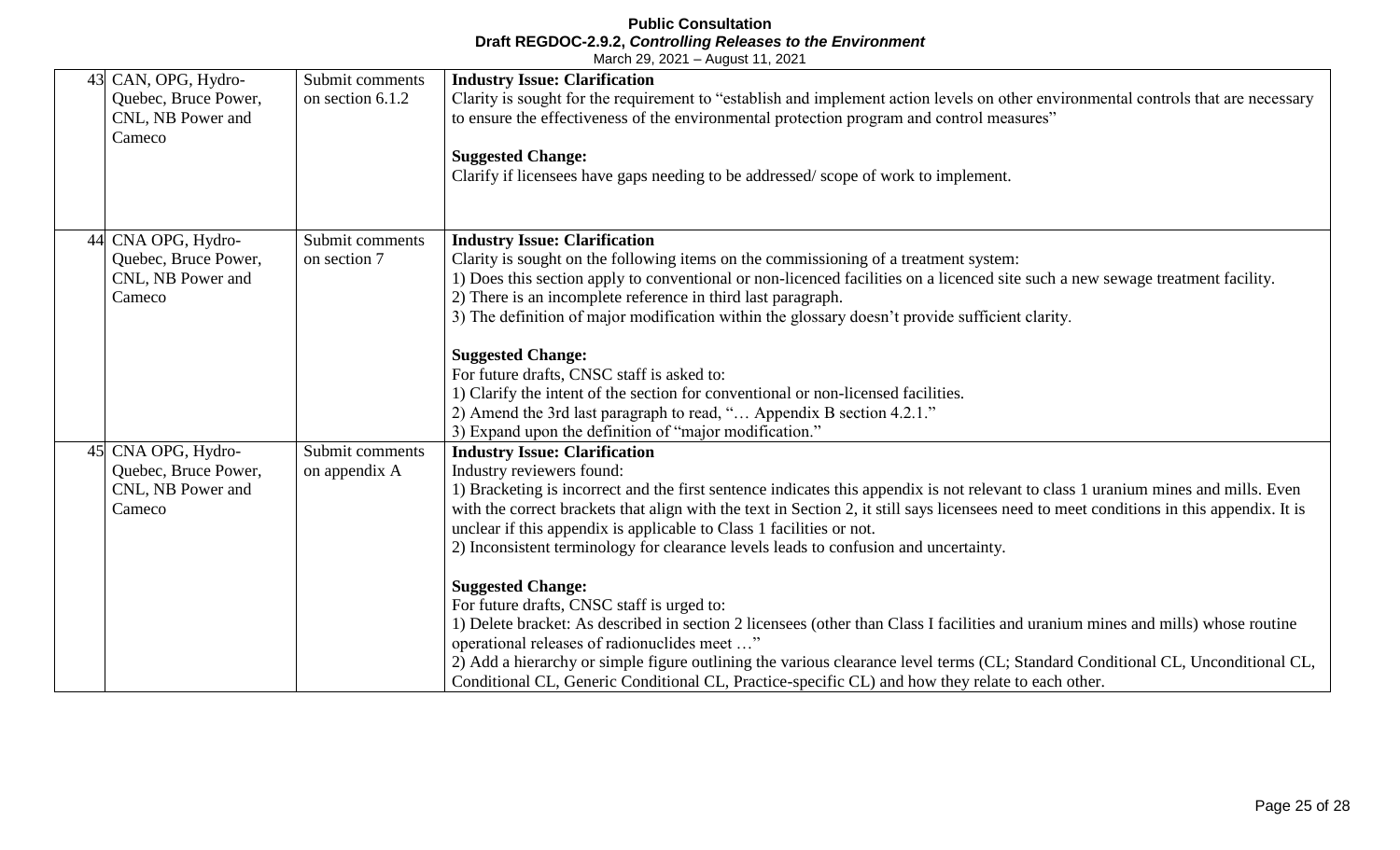| 43 | CAN, OPG, Hydro-Quebec, Bruce Power, CNL, NB Power and Cameco | Submit comments on section 6.1.2 | **Industry Issue: Clarification**<br>Clarity is sought for the requirement to “establish and implement action levels on other environmental controls that are necessary to ensure the effectiveness of the environmental protection program and control measures”<br><br>**Suggested Change:**<br>Clarify if licensees have gaps needing to be addressed/ scope of work to implement. |
|---|---|---|---|
| 44 | CNA OPG, Hydro-Quebec, Bruce Power, CNL, NB Power and Cameco | Submit comments on section 7 | **Industry Issue: Clarification**<br>Clarity is sought on the following items on the commissioning of a treatment system:<br>1) Does this section apply to conventional or non-licenced facilities on a licenced site such a new sewage treatment facility.<br>2) There is an incomplete reference in third last paragraph.<br>3) The definition of major modification within the glossary doesn’t provide sufficient clarity.<br><br>**Suggested Change:**<br>For future drafts, CNSC staff is asked to:<br>1) Clarify the intent of the section for conventional or non-licensed facilities.<br>2) Amend the 3rd last paragraph to read, “… Appendix B section 4.2.1.”<br>3) Expand upon the definition of “major modification.” |
| 45 | CNA OPG, Hydro-Quebec, Bruce Power, CNL, NB Power and Cameco | Submit comments on appendix A | **Industry Issue: Clarification**<br>Industry reviewers found:<br>1) Bracketing is incorrect and the first sentence indicates this appendix is not relevant to class 1 uranium mines and mills. Even with the correct brackets that align with the text in Section 2, it still says licensees need to meet conditions in this appendix. It is unclear if this appendix is applicable to Class 1 facilities or not.<br>2) Inconsistent terminology for clearance levels leads to confusion and uncertainty.<br><br>**Suggested Change:**<br>For future drafts, CNSC staff is urged to:<br>1) Delete bracket: As described in section 2 licensees (other than Class I facilities and uranium mines and mills) whose routine operational releases of radionuclides meet …”<br>2) Add a hierarchy or simple figure outlining the various clearance level terms (CL; Standard Conditional CL, Unconditional CL, Conditional CL, Generic Conditional CL, Practice-specific CL) and how they relate to each other. |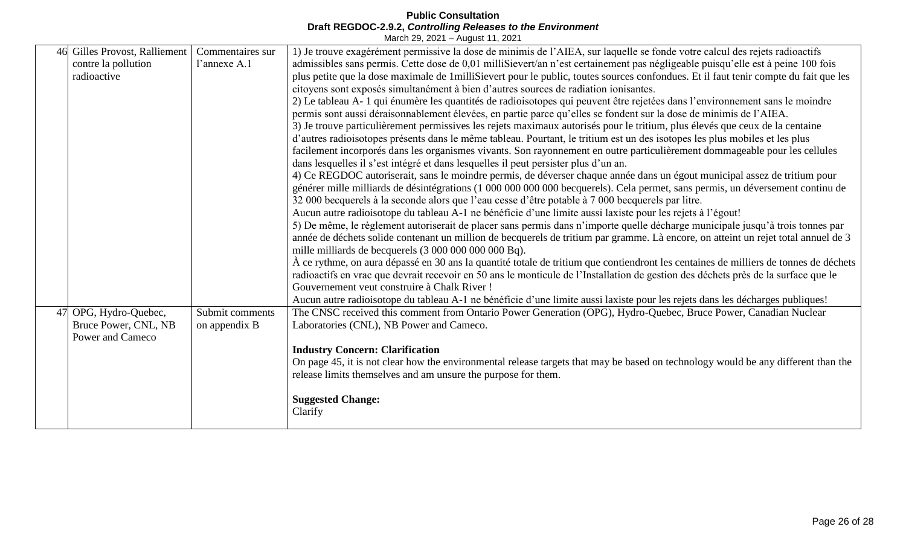| | | | |
|---|---|---|---|
| 46 | Gilles Provost, Ralliement contre la pollution radioactive | Commentaires sur l'annexe A.1 | 1) Je trouve exagérément permissive la dose de minimis de l'AIEA, sur laquelle se fonde votre calcul des rejets radioactifs admissibles sans permis. Cette dose de 0,01 milliSievert/an n'est certainement pas négligeable puisqu'elle est à peine 100 fois plus petite que la dose maximale de 1milliSievert pour le public, toutes sources confondues. Et il faut tenir compte du fait que les citoyens sont exposés simultanément à bien d'autres sources de radiation ionisantes.<br>2) Le tableau A- 1 qui énumère les quantités de radioisotopes qui peuvent être rejetées dans l'environnement sans le moindre permis sont aussi déraisonnablement élevées, en partie parce qu'elles se fondent sur la dose de minimis de l'AIEA.<br>3) Je trouve particulièrement permissives les rejets maximaux autorisés pour le tritium, plus élevés que ceux de la centaine d'autres radioisotopes présents dans le même tableau. Pourtant, le tritium est un des isotopes les plus mobiles et les plus facilement incorporés dans les organismes vivants. Son rayonnement en outre particulièrement dommageable pour les cellules dans lesquelles il s'est intégré et dans lesquelles il peut persister plus d'un an.<br>4) Ce REGDOC autoriserait, sans le moindre permis, de déverser chaque année dans un égout municipal assez de tritium pour générer mille milliards de désintégrations (1 000 000 000 000 becquerels). Cela permet, sans permis, un déversement continu de 32 000 becquerels à la seconde alors que l'eau cesse d'être potable à 7 000 becquerels par litre.<br>Aucun autre radioisotope du tableau A-1 ne bénéficie d'une limite aussi laxiste pour les rejets à l'égout!<br>5) De même, le règlement autoriserait de placer sans permis dans n'importe quelle décharge municipale jusqu'à trois tonnes par année de déchets solide contenant un million de becquerels de tritium par gramme. Là encore, on atteint un rejet total annuel de 3 mille milliards de becquerels (3 000 000 000 000 Bq).<br>À ce rythme, on aura dépassé en 30 ans la quantité totale de tritium que contiendront les centaines de milliers de tonnes de déchets radioactifs en vrac que devrait recevoir en 50 ans le monticule de l'Installation de gestion des déchets près de la surface que le Gouvernement veut construire à Chalk River !<br>Aucun autre radioisotope du tableau A-1 ne bénéficie d'une limite aussi laxiste pour les rejets dans les décharges publiques! |
| 47 | OPG, Hydro-Quebec, Bruce Power, CNL, NB Power and Cameco | Submit comments on appendix B | The CNSC received this comment from Ontario Power Generation (OPG), Hydro-Quebec, Bruce Power, Canadian Nuclear Laboratories (CNL), NB Power and Cameco.<br><br>**Industry Concern: Clarification**<br>On page 45, it is not clear how the environmental release targets that may be based on technology would be any different than the release limits themselves and am unsure the purpose for them.<br><br>**Suggested Change:**<br>Clarify |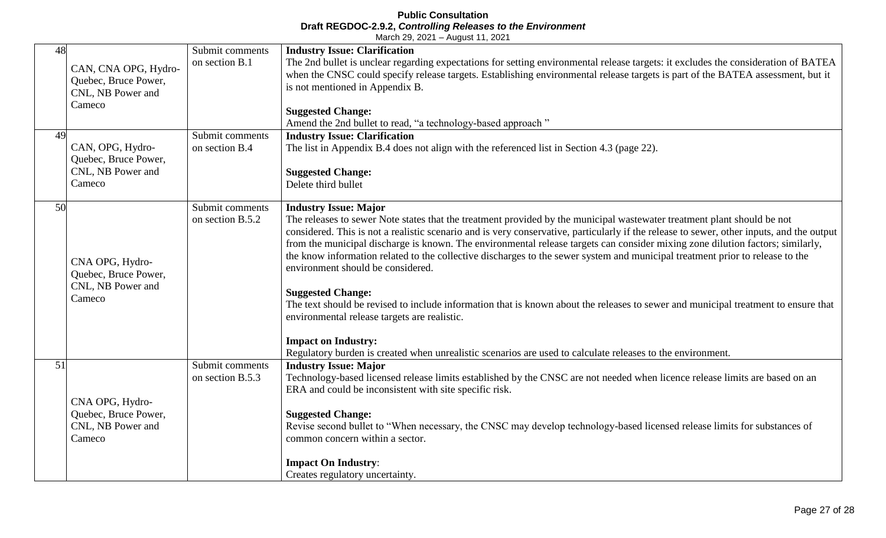| | | | |
|---|---|---|---|
| 48 | CAN, CNA OPG, Hydro-Quebec, Bruce Power, CNL, NB Power and Cameco | Submit comments on section B.1 | **Industry Issue: Clarification**<br>The 2nd bullet is unclear regarding expectations for setting environmental release targets: it excludes the consideration of BATEA when the CNSC could specify release targets. Establishing environmental release targets is part of the BATEA assessment, but it is not mentioned in Appendix B.<br><br>**Suggested Change:**<br>Amend the 2nd bullet to read, "a technology-based approach " |
| 49 | CAN, OPG, Hydro-Quebec, Bruce Power, CNL, NB Power and Cameco | Submit comments on section B.4 | **Industry Issue: Clarification**<br>The list in Appendix B.4 does not align with the referenced list in Section 4.3 (page 22).<br><br>**Suggested Change:**<br>Delete third bullet |
| 50 | CNA OPG, Hydro-Quebec, Bruce Power, CNL, NB Power and Cameco | Submit comments on section B.5.2 | **Industry Issue: Major**<br>The releases to sewer Note states that the treatment provided by the municipal wastewater treatment plant should be not considered. This is not a realistic scenario and is very conservative, particularly if the release to sewer, other inputs, and the output from the municipal discharge is known. The environmental release targets can consider mixing zone dilution factors; similarly, the know information related to the collective discharges to the sewer system and municipal treatment prior to release to the environment should be considered.<br><br>**Suggested Change:**<br>The text should be revised to include information that is known about the releases to sewer and municipal treatment to ensure that environmental release targets are realistic.<br><br>**Impact on Industry:**<br>Regulatory burden is created when unrealistic scenarios are used to calculate releases to the environment. |
| 51 | CNA OPG, Hydro-Quebec, Bruce Power, CNL, NB Power and Cameco | Submit comments on section B.5.3 | **Industry Issue: Major**<br>Technology-based licensed release limits established by the CNSC are not needed when licence release limits are based on an ERA and could be inconsistent with site specific risk.<br><br>**Suggested Change:**<br>Revise second bullet to "When necessary, the CNSC may develop technology-based licensed release limits for substances of common concern within a sector.<br><br>**Impact On Industry**:<br>Creates regulatory uncertainty. |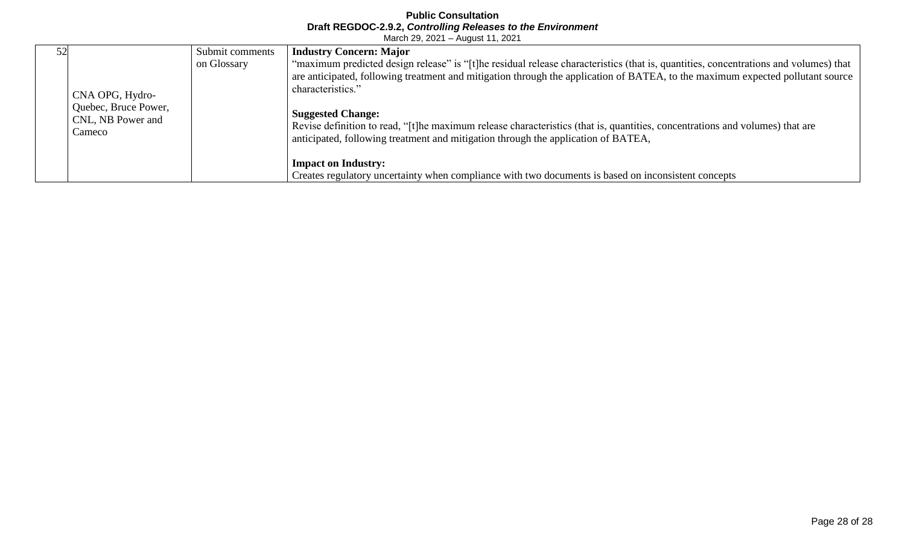| | | | |
|---|---|---|---|
| 52 | CNA OPG, Hydro-Quebec, Bruce Power, CNL, NB Power and Cameco | Submit comments on Glossary | **Industry Concern: Major**<br>"maximum predicted design release" is "[t]he residual release characteristics (that is, quantities, concentrations and volumes) that are anticipated, following treatment and mitigation through the application of BATEA, to the maximum expected pollutant source characteristics."<br><br>**Suggested Change:**<br>Revise definition to read, "[t]he maximum release characteristics (that is, quantities, concentrations and volumes) that are anticipated, following treatment and mitigation through the application of BATEA,<br><br>**Impact on Industry:**<br>Creates regulatory uncertainty when compliance with two documents is based on inconsistent concepts |